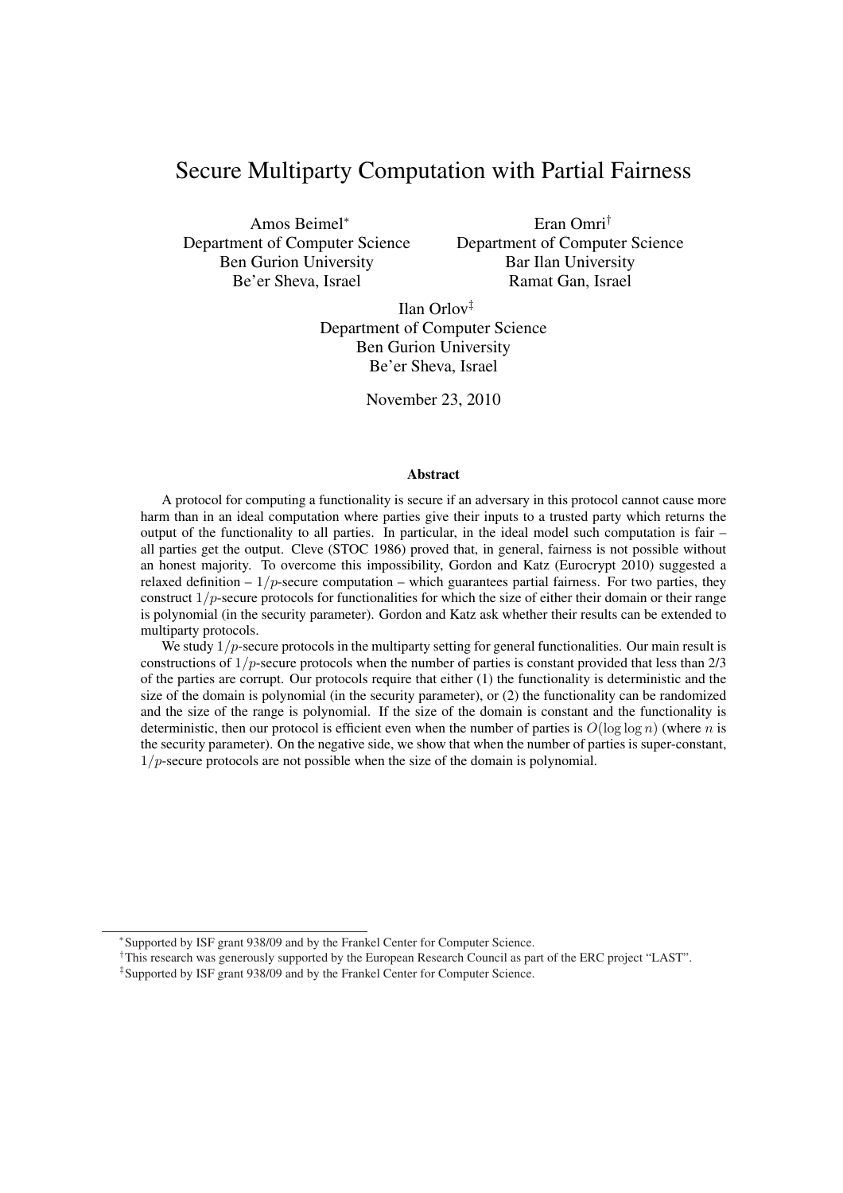# Secure Multiparty Computation with Partial Fairness

Amos Beimel[*]
Department of Computer Science
Ben Gurion University
Be'er Sheva, Israel

Eran Omri[†]
Department of Computer Science
Bar Ilan University
Ramat Gan, Israel

Ilan Orlov[‡]
Department of Computer Science
Ben Gurion University
Be'er Sheva, Israel

November 23, 2010

### Abstract

A protocol for computing a functionality is secure if an adversary in this protocol cannot cause more harm than in an ideal computation where parties give their inputs to a trusted party which returns the output of the functionality to all parties. In particular, in the ideal model such computation is fair – all parties get the output. Cleve (STOC 1986) proved that, in general, fairness is not possible without an honest majority. To overcome this impossibility, Gordon and Katz (Eurocrypt 2010) suggested a relaxed definition – $1/p$-secure computation – which guarantees partial fairness. For two parties, they construct $1/p$-secure protocols for functionalities for which the size of either their domain or their range is polynomial (in the security parameter). Gordon and Katz ask whether their results can be extended to multiparty protocols.

We study $1/p$-secure protocols in the multiparty setting for general functionalities. Our main result is constructions of $1/p$-secure protocols when the number of parties is constant provided that less than 2/3 of the parties are corrupt. Our protocols require that either (1) the functionality is deterministic and the size of the domain is polynomial (in the security parameter), or (2) the functionality can be randomized and the size of the range is polynomial. If the size of the domain is constant and the functionality is deterministic, then our protocol is efficient even when the number of parties is $O(\log \log n)$ (where $n$ is the security parameter). On the negative side, we show that when the number of parties is super-constant, $1/p$-secure protocols are not possible when the size of the domain is polynomial.

---

[*] Supported by ISF grant 938/09 and by the Frankel Center for Computer Science.

[†] This research was generously supported by the European Research Council as part of the ERC project "LAST".

[‡] Supported by ISF grant 938/09 and by the Frankel Center for Computer Science.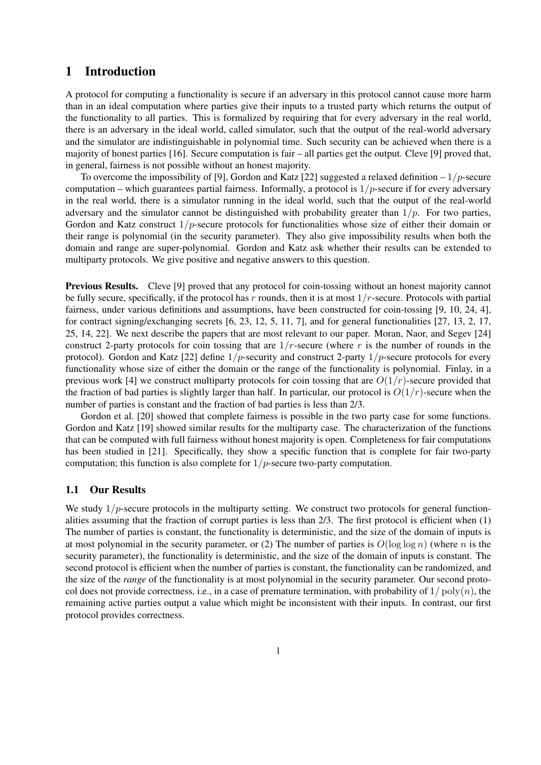# 1 Introduction

A protocol for computing a functionality is secure if an adversary in this protocol cannot cause more harm than in an ideal computation where parties give their inputs to a trusted party which returns the output of the functionality to all parties. This is formalized by requiring that for every adversary in the real world, there is an adversary in the ideal world, called simulator, such that the output of the real-world adversary and the simulator are indistinguishable in polynomial time. Such security can be achieved when there is a majority of honest parties [16]. Secure computation is fair – all parties get the output. Cleve [9] proved that, in general, fairness is not possible without an honest majority.

To overcome the impossibility of [9], Gordon and Katz [22] suggested a relaxed definition – $1/p$-secure computation – which guarantees partial fairness. Informally, a protocol is $1/p$-secure if for every adversary in the real world, there is a simulator running in the ideal world, such that the output of the real-world adversary and the simulator cannot be distinguished with probability greater than $1/p$. For two parties, Gordon and Katz construct $1/p$-secure protocols for functionalities whose size of either their domain or their range is polynomial (in the security parameter). They also give impossibility results when both the domain and range are super-polynomial. Gordon and Katz ask whether their results can be extended to multiparty protocols. We give positive and negative answers to this question.

**Previous Results.** Cleve [9] proved that any protocol for coin-tossing without an honest majority cannot be fully secure, specifically, if the protocol has $r$ rounds, then it is at most $1/r$-secure. Protocols with partial fairness, under various definitions and assumptions, have been constructed for coin-tossing [9, 10, 24, 4], for contract signing/exchanging secrets [6, 23, 12, 5, 11, 7], and for general functionalities [27, 13, 2, 17, 25, 14, 22]. We next describe the papers that are most relevant to our paper. Moran, Naor, and Segev [24] construct 2-party protocols for coin tossing that are $1/r$-secure (where $r$ is the number of rounds in the protocol). Gordon and Katz [22] define $1/p$-security and construct 2-party $1/p$-secure protocols for every functionality whose size of either the domain or the range of the functionality is polynomial. Finlay, in a previous work [4] we construct multiparty protocols for coin tossing that are $O(1/r)$-secure provided that the fraction of bad parties is slightly larger than half. In particular, our protocol is $O(1/r)$-secure when the number of parties is constant and the fraction of bad parties is less than 2/3.

Gordon et al. [20] showed that complete fairness is possible in the two party case for some functions. Gordon and Katz [19] showed similar results for the multiparty case. The characterization of the functions that can be computed with full fairness without honest majority is open. Completeness for fair computations has been studied in [21]. Specifically, they show a specific function that is complete for fair two-party computation; this function is also complete for $1/p$-secure two-party computation.

## 1.1 Our Results

We study $1/p$-secure protocols in the multiparty setting. We construct two protocols for general functionalities assuming that the fraction of corrupt parties is less than 2/3. The first protocol is efficient when (1) The number of parties is constant, the functionality is deterministic, and the size of the domain of inputs is at most polynomial in the security parameter, or (2) The number of parties is $O(\log \log n)$ (where $n$ is the security parameter), the functionality is deterministic, and the size of the domain of inputs is constant. The second protocol is efficient when the number of parties is constant, the functionality can be randomized, and the size of the *range* of the functionality is at most polynomial in the security parameter. Our second protocol does not provide correctness, i.e., in a case of premature termination, with probability of $1/\operatorname{poly}(n)$, the remaining active parties output a value which might be inconsistent with their inputs. In contrast, our first protocol provides correctness.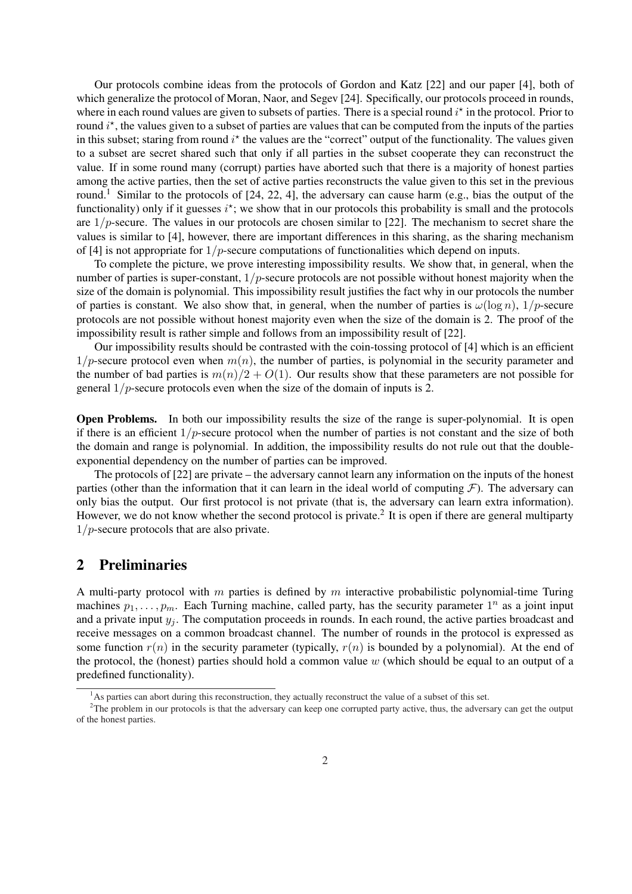Our protocols combine ideas from the protocols of Gordon and Katz [22] and our paper [4], both of which generalize the protocol of Moran, Naor, and Segev [24]. Specifically, our protocols proceed in rounds, where in each round values are given to subsets of parties. There is a special round $i^\star$ in the protocol. Prior to round $i^\star$, the values given to a subset of parties are values that can be computed from the inputs of the parties in this subset; staring from round $i^\star$ the values are the "correct" output of the functionality. The values given to a subset are secret shared such that only if all parties in the subset cooperate they can reconstruct the value. If in some round many (corrupt) parties have aborted such that there is a majority of honest parties among the active parties, then the set of active parties reconstructs the value given to this set in the previous round.[1] Similar to the protocols of [24, 22, 4], the adversary can cause harm (e.g., bias the output of the functionality) only if it guesses $i^\star$; we show that in our protocols this probability is small and the protocols are $1/p$-secure. The values in our protocols are chosen similar to [22]. The mechanism to secret share the values is similar to [4], however, there are important differences in this sharing, as the sharing mechanism of [4] is not appropriate for $1/p$-secure computations of functionalities which depend on inputs.

To complete the picture, we prove interesting impossibility results. We show that, in general, when the number of parties is super-constant, $1/p$-secure protocols are not possible without honest majority when the size of the domain is polynomial. This impossibility result justifies the fact why in our protocols the number of parties is constant. We also show that, in general, when the number of parties is $\omega(\log n)$, $1/p$-secure protocols are not possible without honest majority even when the size of the domain is 2. The proof of the impossibility result is rather simple and follows from an impossibility result of [22].

Our impossibility results should be contrasted with the coin-tossing protocol of [4] which is an efficient $1/p$-secure protocol even when $m(n)$, the number of parties, is polynomial in the security parameter and the number of bad parties is $m(n)/2 + O(1)$. Our results show that these parameters are not possible for general $1/p$-secure protocols even when the size of the domain of inputs is 2.

**Open Problems.** In both our impossibility results the size of the range is super-polynomial. It is open if there is an efficient $1/p$-secure protocol when the number of parties is not constant and the size of both the domain and range is polynomial. In addition, the impossibility results do not rule out that the double-exponential dependency on the number of parties can be improved.

The protocols of [22] are private – the adversary cannot learn any information on the inputs of the honest parties (other than the information that it can learn in the ideal world of computing $\mathcal{F}$). The adversary can only bias the output. Our first protocol is not private (that is, the adversary can learn extra information). However, we do not know whether the second protocol is private.[2] It is open if there are general multiparty $1/p$-secure protocols that are also private.

## 2 Preliminaries

A multi-party protocol with $m$ parties is defined by $m$ interactive probabilistic polynomial-time Turing machines $p_1, \ldots, p_m$. Each Turning machine, called party, has the security parameter $1^n$ as a joint input and a private input $y_j$. The computation proceeds in rounds. In each round, the active parties broadcast and receive messages on a common broadcast channel. The number of rounds in the protocol is expressed as some function $r(n)$ in the security parameter (typically, $r(n)$ is bounded by a polynomial). At the end of the protocol, the (honest) parties should hold a common value $w$ (which should be equal to an output of a predefined functionality).

[1] As parties can abort during this reconstruction, they actually reconstruct the value of a subset of this set.

[2] The problem in our protocols is that the adversary can keep one corrupted party active, thus, the adversary can get the output of the honest parties.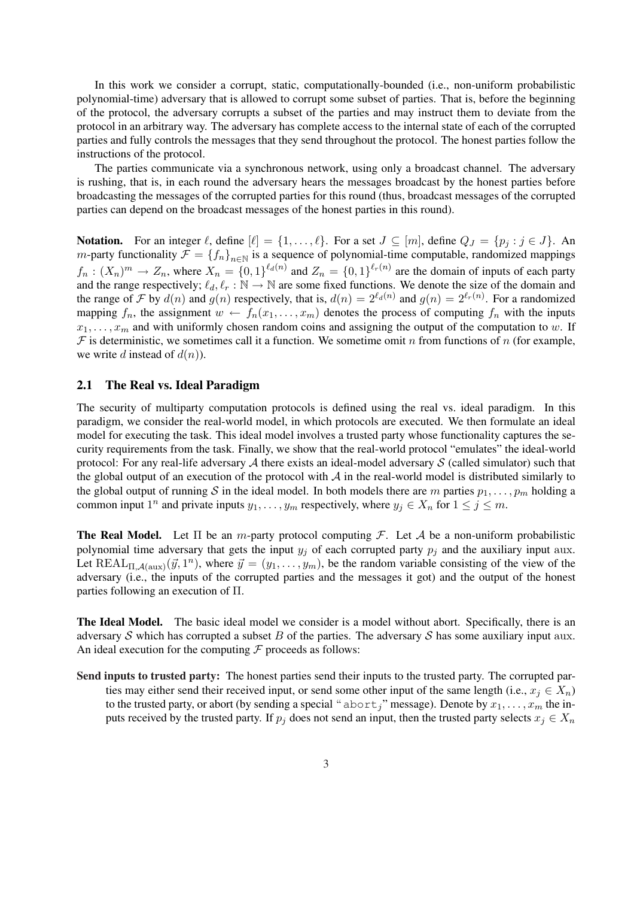In this work we consider a corrupt, static, computationally-bounded (i.e., non-uniform probabilistic polynomial-time) adversary that is allowed to corrupt some subset of parties. That is, before the beginning of the protocol, the adversary corrupts a subset of the parties and may instruct them to deviate from the protocol in an arbitrary way. The adversary has complete access to the internal state of each of the corrupted parties and fully controls the messages that they send throughout the protocol. The honest parties follow the instructions of the protocol.

The parties communicate via a synchronous network, using only a broadcast channel. The adversary is rushing, that is, in each round the adversary hears the messages broadcast by the honest parties before broadcasting the messages of the corrupted parties for this round (thus, broadcast messages of the corrupted parties can depend on the broadcast messages of the honest parties in this round).

**Notation.** For an integer $\ell$, define $[\ell] = \{1, \ldots, \ell\}$. For a set $J \subseteq [m]$, define $Q_J = \{p_j : j \in J\}$. An $m$-party functionality $\mathcal{F} = \{f_n\}_{n \in \mathbb{N}}$ is a sequence of polynomial-time computable, randomized mappings $f_n : (X_n)^m \to Z_n$, where $X_n = \{0,1\}^{\ell_d(n)}$ and $Z_n = \{0,1\}^{\ell_r(n)}$ are the domain of inputs of each party and the range respectively; $\ell_d, \ell_r : \mathbb{N} \to \mathbb{N}$ are some fixed functions. We denote the size of the domain and the range of $\mathcal{F}$ by $d(n)$ and $g(n)$ respectively, that is, $d(n) = 2^{\ell_d(n)}$ and $g(n) = 2^{\ell_r(n)}$. For a randomized mapping $f_n$, the assignment $w \leftarrow f_n(x_1, \ldots, x_m)$ denotes the process of computing $f_n$ with the inputs $x_1, \ldots, x_m$ and with uniformly chosen random coins and assigning the output of the computation to $w$. If $\mathcal{F}$ is deterministic, we sometimes call it a function. We sometime omit $n$ from functions of $n$ (for example, we write $d$ instead of $d(n)$).

## 2.1 The Real vs. Ideal Paradigm

The security of multiparty computation protocols is defined using the real vs. ideal paradigm. In this paradigm, we consider the real-world model, in which protocols are executed. We then formulate an ideal model for executing the task. This ideal model involves a trusted party whose functionality captures the security requirements from the task. Finally, we show that the real-world protocol "emulates" the ideal-world protocol: For any real-life adversary $\mathcal{A}$ there exists an ideal-model adversary $\mathcal{S}$ (called simulator) such that the global output of an execution of the protocol with $\mathcal{A}$ in the real-world model is distributed similarly to the global output of running $\mathcal{S}$ in the ideal model. In both models there are $m$ parties $p_1, \ldots, p_m$ holding a common input $1^n$ and private inputs $y_1, \ldots, y_m$ respectively, where $y_j \in X_n$ for $1 \leq j \leq m$.

**The Real Model.** Let $\Pi$ be an $m$-party protocol computing $\mathcal{F}$. Let $\mathcal{A}$ be a non-uniform probabilistic polynomial time adversary that gets the input $y_j$ of each corrupted party $p_j$ and the auxiliary input aux. Let $\mathrm{REAL}_{\Pi,\mathcal{A}(\mathrm{aux})}(\vec{y}, 1^n)$, where $\vec{y} = (y_1, \ldots, y_m)$, be the random variable consisting of the view of the adversary (i.e., the inputs of the corrupted parties and the messages it got) and the output of the honest parties following an execution of $\Pi$.

**The Ideal Model.** The basic ideal model we consider is a model without abort. Specifically, there is an adversary $\mathcal{S}$ which has corrupted a subset $B$ of the parties. The adversary $\mathcal{S}$ has some auxiliary input aux. An ideal execution for the computing $\mathcal{F}$ proceeds as follows:

**Send inputs to trusted party:** The honest parties send their inputs to the trusted party. The corrupted parties may either send their received input, or send some other input of the same length (i.e., $x_j \in X_n$) to the trusted party, or abort (by sending a special "$\mathtt{abort}_j$" message). Denote by $x_1, \ldots, x_m$ the inputs received by the trusted party. If $p_j$ does not send an input, then the trusted party selects $x_j \in X_n$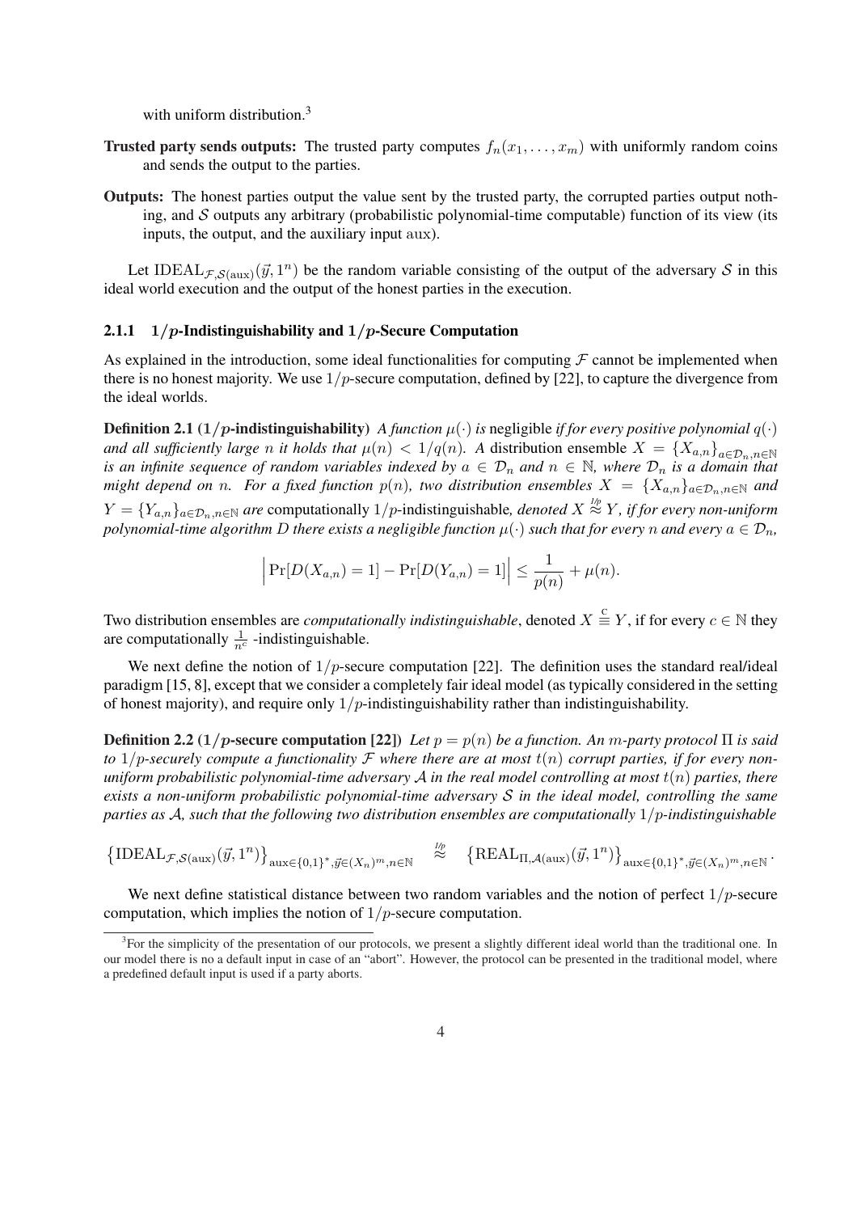with uniform distribution.[3]

**Trusted party sends outputs:** The trusted party computes $f_n(x_1, \ldots, x_m)$ with uniformly random coins and sends the output to the parties.

**Outputs:** The honest parties output the value sent by the trusted party, the corrupted parties output nothing, and $\mathcal{S}$ outputs any arbitrary (probabilistic polynomial-time computable) function of its view (its inputs, the output, and the auxiliary input aux).

Let $\mathrm{IDEAL}_{\mathcal{F},\mathcal{S}(\mathrm{aux})}(\vec{y}, 1^n)$ be the random variable consisting of the output of the adversary $\mathcal{S}$ in this ideal world execution and the output of the honest parties in the execution.

### 2.1.1 $1/p$-Indistinguishability and $1/p$-Secure Computation

As explained in the introduction, some ideal functionalities for computing $\mathcal{F}$ cannot be implemented when there is no honest majority. We use $1/p$-secure computation, defined by [22], to capture the divergence from the ideal worlds.

**Definition 2.1 ($1/p$-indistinguishability)** *A function $\mu(\cdot)$ is* negligible *if for every positive polynomial $q(\cdot)$ and all sufficiently large $n$ it holds that $\mu(n) < 1/q(n)$. A* distribution ensemble *$X = \{X_{a,n}\}_{a \in \mathcal{D}_n, n \in \mathbb{N}}$ is an infinite sequence of random variables indexed by $a \in \mathcal{D}_n$ and $n \in \mathbb{N}$, where $\mathcal{D}_n$ is a domain that might depend on $n$. For a fixed function $p(n)$, two distribution ensembles $X = \{X_{a,n}\}_{a \in \mathcal{D}_n, n \in \mathbb{N}}$ and $Y = \{Y_{a,n}\}_{a \in \mathcal{D}_n, n \in \mathbb{N}}$ are* computationally $1/p$-indistinguishable*, denoted $X \overset{1/p}{\approx} Y$, if for every non-uniform polynomial-time algorithm $D$ there exists a negligible function $\mu(\cdot)$ such that for every $n$ and every $a \in \mathcal{D}_n$,*

$$\Big| \Pr[D(X_{a,n}) = 1] - \Pr[D(Y_{a,n}) = 1] \Big| \leq \frac{1}{p(n)} + \mu(n).$$

Two distribution ensembles are *computationally indistinguishable*, denoted $X \overset{\mathrm{C}}{\equiv} Y$, if for every $c \in \mathbb{N}$ they are computationally $\frac{1}{n^c}$ -indistinguishable.

We next define the notion of $1/p$-secure computation [22]. The definition uses the standard real/ideal paradigm [15, 8], except that we consider a completely fair ideal model (as typically considered in the setting of honest majority), and require only $1/p$-indistinguishability rather than indistinguishability.

**Definition 2.2 ($1/p$-secure computation [22])** *Let $p = p(n)$ be a function. An $m$-party protocol $\Pi$ is said to $1/p$-securely compute a functionality $\mathcal{F}$ where there are at most $t(n)$ corrupt parties, if for every non-uniform probabilistic polynomial-time adversary $\mathcal{A}$ in the real model controlling at most $t(n)$ parties, there exists a non-uniform probabilistic polynomial-time adversary $\mathcal{S}$ in the ideal model, controlling the same parties as $\mathcal{A}$, such that the following two distribution ensembles are computationally $1/p$-indistinguishable*

$$\left\{\mathrm{IDEAL}_{\mathcal{F},\mathcal{S}(\mathrm{aux})}(\vec{y}, 1^n)\right\}_{\mathrm{aux} \in \{0,1\}^*, \vec{y} \in (X_n)^m, n \in \mathbb{N}} \overset{1/p}{\approx} \left\{\mathrm{REAL}_{\Pi,\mathcal{A}(\mathrm{aux})}(\vec{y}, 1^n)\right\}_{\mathrm{aux} \in \{0,1\}^*, \vec{y} \in (X_n)^m, n \in \mathbb{N}}.$$

We next define statistical distance between two random variables and the notion of perfect $1/p$-secure computation, which implies the notion of $1/p$-secure computation.

[3] For the simplicity of the presentation of our protocols, we present a slightly different ideal world than the traditional one. In our model there is no a default input in case of an "abort". However, the protocol can be presented in the traditional model, where a predefined default input is used if a party aborts.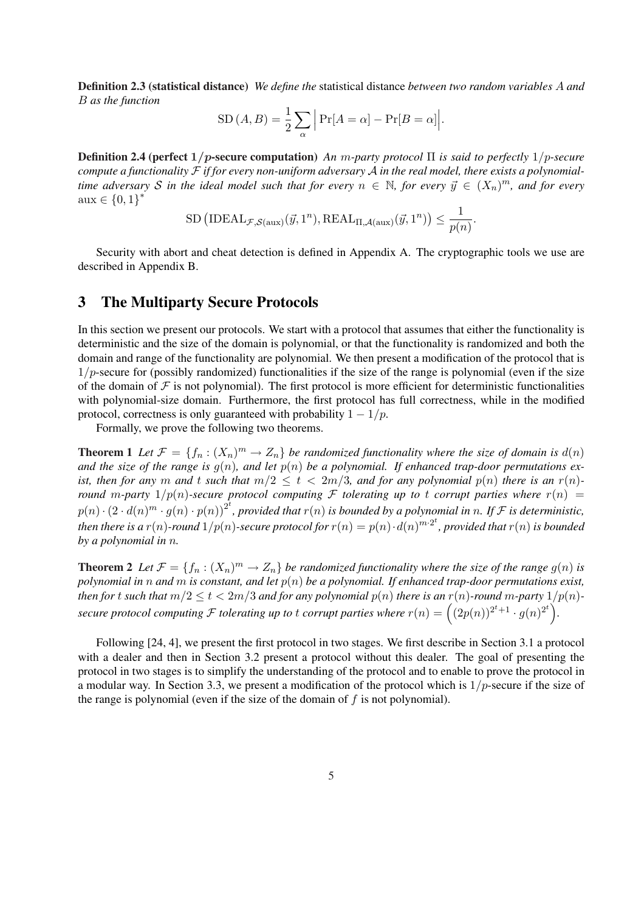**Definition 2.3 (statistical distance)** *We define the* statistical distance *between two random variables $A$ and $B$ as the function*

$$\text{SD}(A, B) = \frac{1}{2} \sum_{\alpha} \Big| \Pr[A = \alpha] - \Pr[B = \alpha] \Big|.$$

**Definition 2.4 (perfect $1/p$-secure computation)** *An $m$-party protocol $\Pi$ is said to perfectly $1/p$-secure compute a functionality $\mathcal{F}$ if for every non-uniform adversary $\mathcal{A}$ in the real model, there exists a polynomial-time adversary $\mathcal{S}$ in the ideal model such that for every $n \in \mathbb{N}$, for every $\vec{y} \in (X_n)^m$, and for every $\text{aux} \in \{0,1\}^*$*

$$\text{SD}\left(\text{IDEAL}_{\mathcal{F},\mathcal{S}(\text{aux})}(\vec{y}, 1^n), \text{REAL}_{\Pi,\mathcal{A}(\text{aux})}(\vec{y}, 1^n)\right) \leq \frac{1}{p(n)}.$$

Security with abort and cheat detection is defined in Appendix A. The cryptographic tools we use are described in Appendix B.

# 3 The Multiparty Secure Protocols

In this section we present our protocols. We start with a protocol that assumes that either the functionality is deterministic and the size of the domain is polynomial, or that the functionality is randomized and both the domain and range of the functionality are polynomial. We then present a modification of the protocol that is $1/p$-secure for (possibly randomized) functionalities if the size of the range is polynomial (even if the size of the domain of $\mathcal{F}$ is not polynomial). The first protocol is more efficient for deterministic functionalities with polynomial-size domain. Furthermore, the first protocol has full correctness, while in the modified protocol, correctness is only guaranteed with probability $1 - 1/p$.

Formally, we prove the following two theorems.

**Theorem 1** *Let $\mathcal{F} = \{f_n : (X_n)^m \to Z_n\}$ be randomized functionality where the size of domain is $d(n)$ and the size of the range is $g(n)$, and let $p(n)$ be a polynomial. If enhanced trap-door permutations exist, then for any $m$ and $t$ such that $m/2 \leq t < 2m/3$, and for any polynomial $p(n)$ there is an $r(n)$-round $m$-party $1/p(n)$-secure protocol computing $\mathcal{F}$ tolerating up to $t$ corrupt parties where $r(n) = p(n) \cdot (2 \cdot d(n)^m \cdot g(n) \cdot p(n))^{2^t}$, provided that $r(n)$ is bounded by a polynomial in $n$. If $\mathcal{F}$ is deterministic, then there is a $r(n)$-round $1/p(n)$-secure protocol for $r(n) = p(n) \cdot d(n)^{m \cdot 2^t}$, provided that $r(n)$ is bounded by a polynomial in $n$.*

**Theorem 2** *Let $\mathcal{F} = \{f_n : (X_n)^m \to Z_n\}$ be randomized functionality where the size of the range $g(n)$ is polynomial in $n$ and $m$ is constant, and let $p(n)$ be a polynomial. If enhanced trap-door permutations exist, then for $t$ such that $m/2 \leq t < 2m/3$ and for any polynomial $p(n)$ there is an $r(n)$-round $m$-party $1/p(n)$-secure protocol computing $\mathcal{F}$ tolerating up to $t$ corrupt parties where $r(n) = \left((2p(n))^{2^t+1} \cdot g(n)^{2^t}\right)$.*

Following [24, 4], we present the first protocol in two stages. We first describe in Section 3.1 a protocol with a dealer and then in Section 3.2 present a protocol without this dealer. The goal of presenting the protocol in two stages is to simplify the understanding of the protocol and to enable to prove the protocol in a modular way. In Section 3.3, we present a modification of the protocol which is $1/p$-secure if the size of the range is polynomial (even if the size of the domain of $f$ is not polynomial).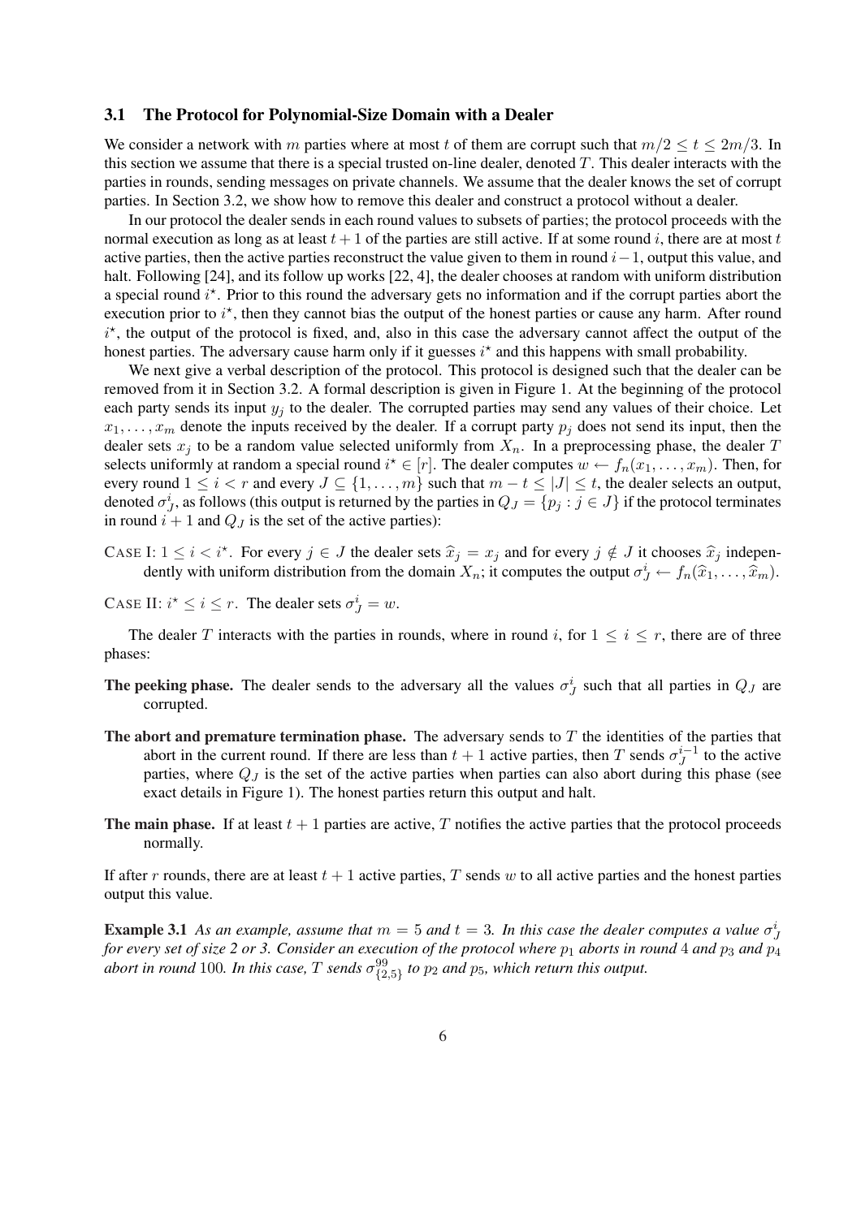### 3.1 The Protocol for Polynomial-Size Domain with a Dealer

We consider a network with $m$ parties where at most $t$ of them are corrupt such that $m/2 \leq t \leq 2m/3$. In this section we assume that there is a special trusted on-line dealer, denoted $T$. This dealer interacts with the parties in rounds, sending messages on private channels. We assume that the dealer knows the set of corrupt parties. In Section 3.2, we show how to remove this dealer and construct a protocol without a dealer.

In our protocol the dealer sends in each round values to subsets of parties; the protocol proceeds with the normal execution as long as at least $t+1$ of the parties are still active. If at some round $i$, there are at most $t$ active parties, then the active parties reconstruct the value given to them in round $i-1$, output this value, and halt. Following [24], and its follow up works [22, 4], the dealer chooses at random with uniform distribution a special round $i^\star$. Prior to this round the adversary gets no information and if the corrupt parties abort the execution prior to $i^\star$, then they cannot bias the output of the honest parties or cause any harm. After round $i^\star$, the output of the protocol is fixed, and, also in this case the adversary cannot affect the output of the honest parties. The adversary cause harm only if it guesses $i^\star$ and this happens with small probability.

We next give a verbal description of the protocol. This protocol is designed such that the dealer can be removed from it in Section 3.2. A formal description is given in Figure 1. At the beginning of the protocol each party sends its input $y_j$ to the dealer. The corrupted parties may send any values of their choice. Let $x_1, \ldots, x_m$ denote the inputs received by the dealer. If a corrupt party $p_j$ does not send its input, then the dealer sets $x_j$ to be a random value selected uniformly from $X_n$. In a preprocessing phase, the dealer $T$ selects uniformly at random a special round $i^\star \in [r]$. The dealer computes $w \leftarrow f_n(x_1, \ldots, x_m)$. Then, for every round $1 \leq i < r$ and every $J \subseteq \{1, \ldots, m\}$ such that $m - t \leq |J| \leq t$, the dealer selects an output, denoted $\sigma_J^i$, as follows (this output is returned by the parties in $Q_J = \{p_j : j \in J\}$ if the protocol terminates in round $i+1$ and $Q_J$ is the set of the active parties):

CASE I: $1 \leq i < i^\star$. For every $j \in J$ the dealer sets $\widehat{x}_j = x_j$ and for every $j \notin J$ it chooses $\widehat{x}_j$ independently with uniform distribution from the domain $X_n$; it computes the output $\sigma_J^i \leftarrow f_n(\widehat{x}_1, \ldots, \widehat{x}_m)$.

CASE II: $i^\star \leq i \leq r$. The dealer sets $\sigma_J^i = w$.

The dealer $T$ interacts with the parties in rounds, where in round $i$, for $1 \leq i \leq r$, there are of three phases:

**The peeking phase.** The dealer sends to the adversary all the values $\sigma_J^i$ such that all parties in $Q_J$ are corrupted.

**The abort and premature termination phase.** The adversary sends to $T$ the identities of the parties that abort in the current round. If there are less than $t+1$ active parties, then $T$ sends $\sigma_J^{i-1}$ to the active parties, where $Q_J$ is the set of the active parties when parties can also abort during this phase (see exact details in Figure 1). The honest parties return this output and halt.

**The main phase.** If at least $t+1$ parties are active, $T$ notifies the active parties that the protocol proceeds normally.

If after $r$ rounds, there are at least $t+1$ active parties, $T$ sends $w$ to all active parties and the honest parties output this value.

**Example 3.1** *As an example, assume that $m = 5$ and $t = 3$. In this case the dealer computes a value $\sigma_J^i$ for every set of size 2 or 3. Consider an execution of the protocol where $p_1$ aborts in round 4 and $p_3$ and $p_4$ abort in round 100. In this case, $T$ sends $\sigma_{\{2,5\}}^{99}$ to $p_2$ and $p_5$, which return this output.*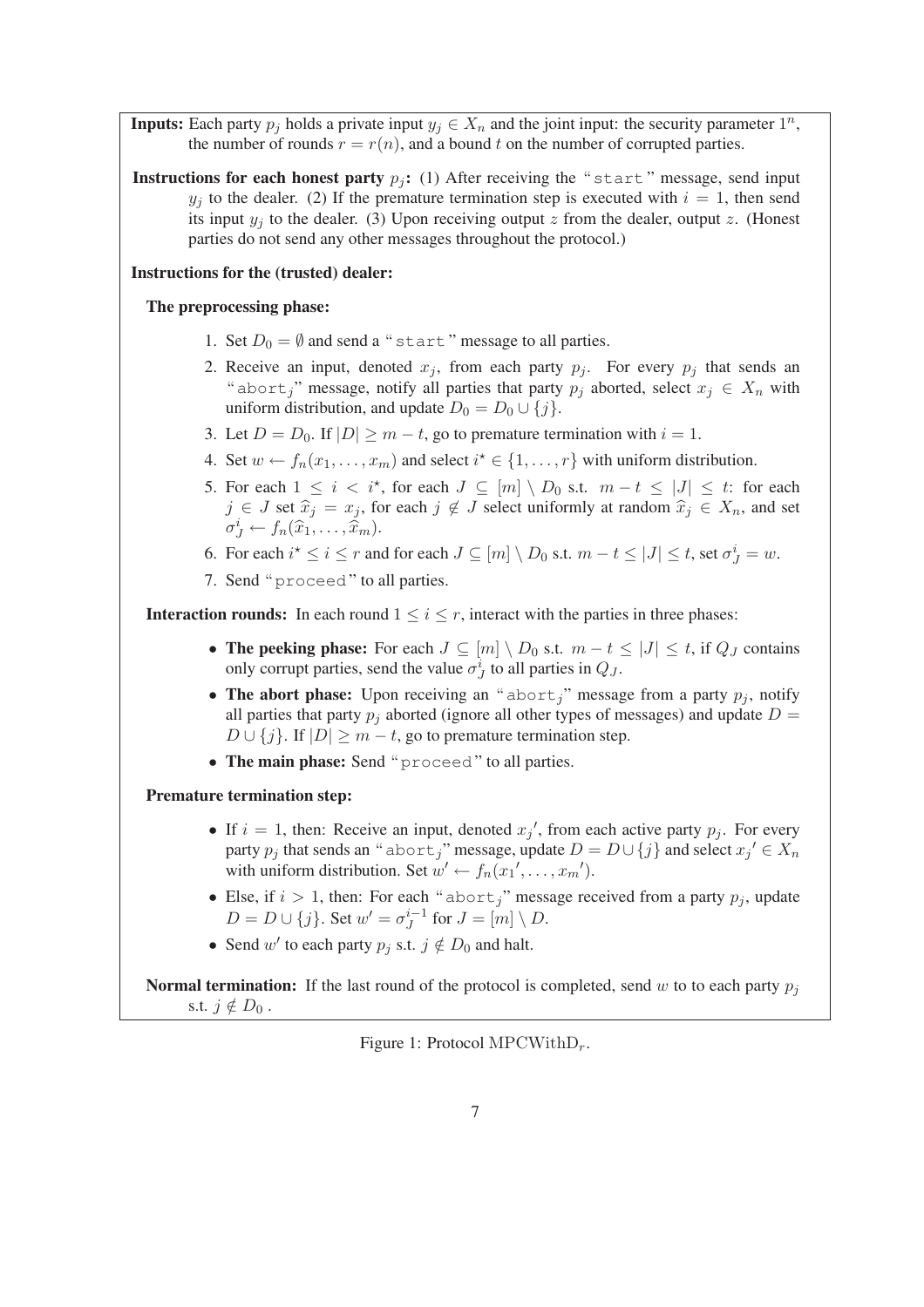**Inputs:** Each party $p_j$ holds a private input $y_j \in X_n$ and the joint input: the security parameter $1^n$, the number of rounds $r = r(n)$, and a bound $t$ on the number of corrupted parties.

**Instructions for each honest party $p_j$:** (1) After receiving the "start" message, send input $y_j$ to the dealer. (2) If the premature termination step is executed with $i = 1$, then send its input $y_j$ to the dealer. (3) Upon receiving output $z$ from the dealer, output $z$. (Honest parties do not send any other messages throughout the protocol.)

**Instructions for the (trusted) dealer:**

**The preprocessing phase:**

1. Set $D_0 = \emptyset$ and send a "start" message to all parties.
2. Receive an input, denoted $x_j$, from each party $p_j$. For every $p_j$ that sends an "$\text{abort}_j$" message, notify all parties that party $p_j$ aborted, select $x_j \in X_n$ with uniform distribution, and update $D_0 = D_0 \cup \{j\}$.
3. Let $D = D_0$. If $|D| \geq m - t$, go to premature termination with $i = 1$.
4. Set $w \leftarrow f_n(x_1, \ldots, x_m)$ and select $i^\star \in \{1, \ldots, r\}$ with uniform distribution.
5. For each $1 \leq i < i^\star$, for each $J \subseteq [m] \setminus D_0$ s.t. $m - t \leq |J| \leq t$: for each $j \in J$ set $\widehat{x}_j = x_j$, for each $j \notin J$ select uniformly at random $\widehat{x}_j \in X_n$, and set $\sigma_J^i \leftarrow f_n(\widehat{x}_1, \ldots, \widehat{x}_m)$.
6. For each $i^\star \leq i \leq r$ and for each $J \subseteq [m] \setminus D_0$ s.t. $m - t \leq |J| \leq t$, set $\sigma_J^i = w$.
7. Send "proceed" to all parties.

**Interaction rounds:** In each round $1 \leq i \leq r$, interact with the parties in three phases:

- **The peeking phase:** For each $J \subseteq [m] \setminus D_0$ s.t. $m - t \leq |J| \leq t$, if $Q_J$ contains only corrupt parties, send the value $\sigma_J^i$ to all parties in $Q_J$.
- **The abort phase:** Upon receiving an "$\text{abort}_j$" message from a party $p_j$, notify all parties that party $p_j$ aborted (ignore all other types of messages) and update $D = D \cup \{j\}$. If $|D| \geq m - t$, go to premature termination step.
- **The main phase:** Send "proceed" to all parties.

**Premature termination step:**

- If $i = 1$, then: Receive an input, denoted $x_j{}'$, from each active party $p_j$. For every party $p_j$ that sends an "$\text{abort}_j$" message, update $D = D \cup \{j\}$ and select $x_j{}' \in X_n$ with uniform distribution. Set $w' \leftarrow f_n(x_1{}', \ldots, x_m{}')$.
- Else, if $i > 1$, then: For each "$\text{abort}_j$" message received from a party $p_j$, update $D = D \cup \{j\}$. Set $w' = \sigma_J^{i-1}$ for $J = [m] \setminus D$.
- Send $w'$ to each party $p_j$ s.t. $j \notin D_0$ and halt.

**Normal termination:** If the last round of the protocol is completed, send $w$ to to each party $p_j$ s.t. $j \notin D_0$ .

Figure 1: Protocol $\text{MPCWithD}_r$.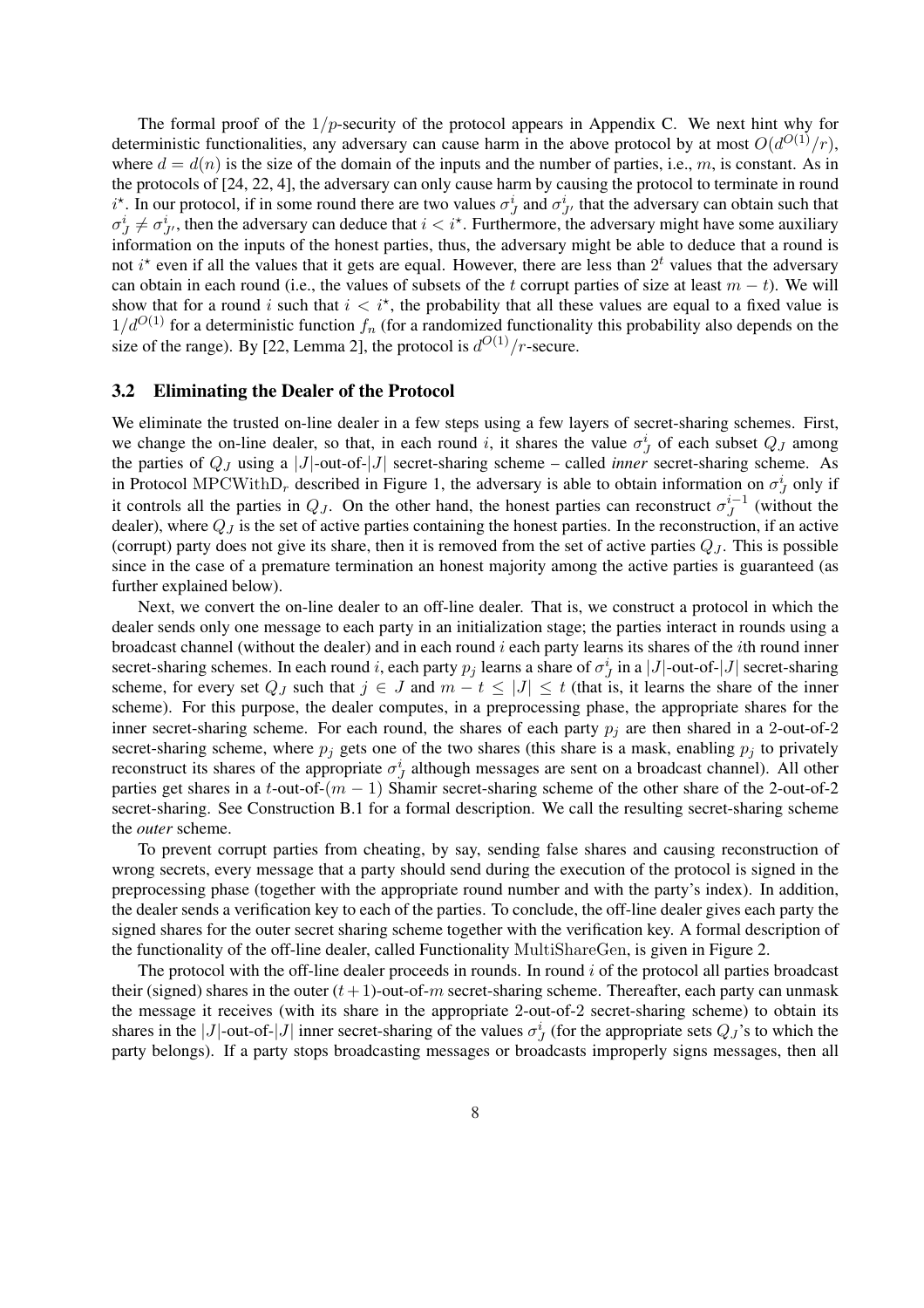The formal proof of the $1/p$-security of the protocol appears in Appendix C. We next hint why for deterministic functionalities, any adversary can cause harm in the above protocol by at most $O(d^{O(1)}/r)$, where $d = d(n)$ is the size of the domain of the inputs and the number of parties, i.e., $m$, is constant. As in the protocols of [24, 22, 4], the adversary can only cause harm by causing the protocol to terminate in round $i^\star$. In our protocol, if in some round there are two values $\sigma_J^i$ and $\sigma_{J'}^i$ that the adversary can obtain such that $\sigma_J^i \neq \sigma_{J'}^i$, then the adversary can deduce that $i < i^\star$. Furthermore, the adversary might have some auxiliary information on the inputs of the honest parties, thus, the adversary might be able to deduce that a round is not $i^\star$ even if all the values that it gets are equal. However, there are less than $2^t$ values that the adversary can obtain in each round (i.e., the values of subsets of the $t$ corrupt parties of size at least $m - t$). We will show that for a round $i$ such that $i < i^\star$, the probability that all these values are equal to a fixed value is $1/d^{O(1)}$ for a deterministic function $f_n$ (for a randomized functionality this probability also depends on the size of the range). By [22, Lemma 2], the protocol is $d^{O(1)}/r$-secure.

### 3.2 Eliminating the Dealer of the Protocol

We eliminate the trusted on-line dealer in a few steps using a few layers of secret-sharing schemes. First, we change the on-line dealer, so that, in each round $i$, it shares the value $\sigma_J^i$ of each subset $Q_J$ among the parties of $Q_J$ using a $|J|$-out-of-$|J|$ secret-sharing scheme – called *inner* secret-sharing scheme. As in Protocol $\mathrm{MPCWithD}_r$ described in Figure 1, the adversary is able to obtain information on $\sigma_J^i$ only if it controls all the parties in $Q_J$. On the other hand, the honest parties can reconstruct $\sigma_J^{i-1}$ (without the dealer), where $Q_J$ is the set of active parties containing the honest parties. In the reconstruction, if an active (corrupt) party does not give its share, then it is removed from the set of active parties $Q_J$. This is possible since in the case of a premature termination an honest majority among the active parties is guaranteed (as further explained below).

Next, we convert the on-line dealer to an off-line dealer. That is, we construct a protocol in which the dealer sends only one message to each party in an initialization stage; the parties interact in rounds using a broadcast channel (without the dealer) and in each round $i$ each party learns its shares of the $i$th round inner secret-sharing schemes. In each round $i$, each party $p_j$ learns a share of $\sigma_J^i$ in a $|J|$-out-of-$|J|$ secret-sharing scheme, for every set $Q_J$ such that $j \in J$ and $m - t \leq |J| \leq t$ (that is, it learns the share of the inner scheme). For this purpose, the dealer computes, in a preprocessing phase, the appropriate shares for the inner secret-sharing scheme. For each round, the shares of each party $p_j$ are then shared in a 2-out-of-2 secret-sharing scheme, where $p_j$ gets one of the two shares (this share is a mask, enabling $p_j$ to privately reconstruct its shares of the appropriate $\sigma_J^i$ although messages are sent on a broadcast channel). All other parties get shares in a $t$-out-of-$(m-1)$ Shamir secret-sharing scheme of the other share of the 2-out-of-2 secret-sharing. See Construction B.1 for a formal description. We call the resulting secret-sharing scheme the *outer* scheme.

To prevent corrupt parties from cheating, by say, sending false shares and causing reconstruction of wrong secrets, every message that a party should send during the execution of the protocol is signed in the preprocessing phase (together with the appropriate round number and with the party's index). In addition, the dealer sends a verification key to each of the parties. To conclude, the off-line dealer gives each party the signed shares for the outer secret sharing scheme together with the verification key. A formal description of the functionality of the off-line dealer, called Functionality $\mathrm{MultiShareGen}$, is given in Figure 2.

The protocol with the off-line dealer proceeds in rounds. In round $i$ of the protocol all parties broadcast their (signed) shares in the outer $(t+1)$-out-of-$m$ secret-sharing scheme. Thereafter, each party can unmask the message it receives (with its share in the appropriate 2-out-of-2 secret-sharing scheme) to obtain its shares in the $|J|$-out-of-$|J|$ inner secret-sharing of the values $\sigma_J^i$ (for the appropriate sets $Q_J$'s to which the party belongs). If a party stops broadcasting messages or broadcasts improperly signs messages, then all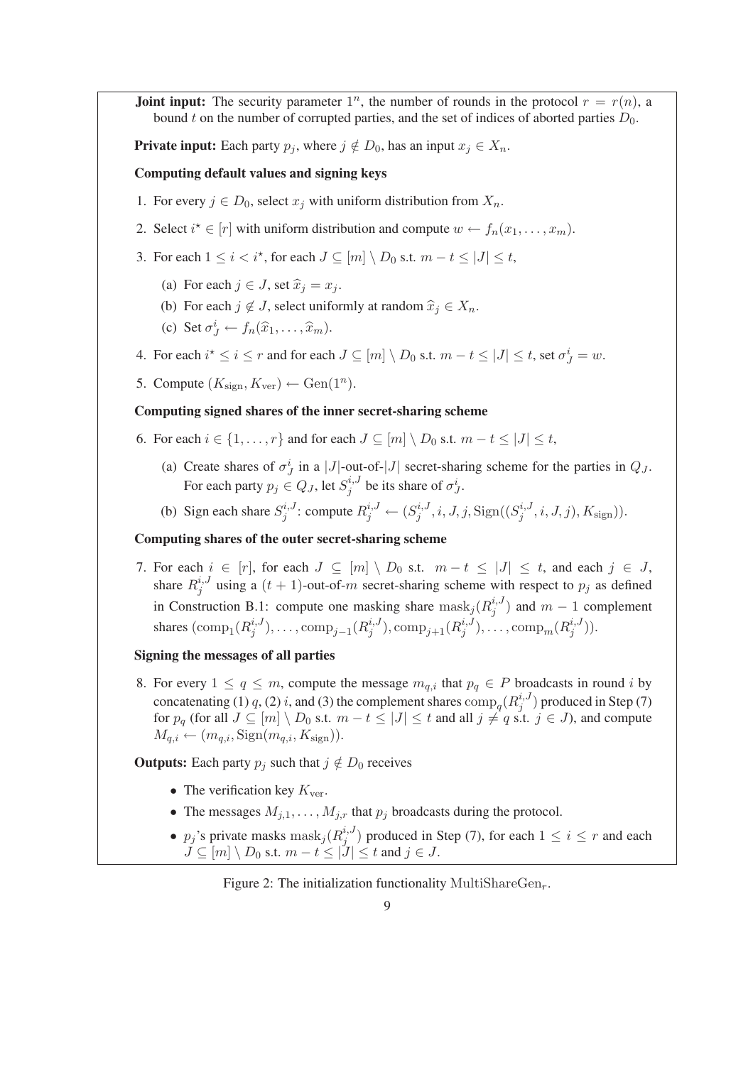**Joint input:** The security parameter $1^n$, the number of rounds in the protocol $r = r(n)$, a bound $t$ on the number of corrupted parties, and the set of indices of aborted parties $D_0$.

**Private input:** Each party $p_j$, where $j \notin D_0$, has an input $x_j \in X_n$.

**Computing default values and signing keys**

1. For every $j \in D_0$, select $x_j$ with uniform distribution from $X_n$.
2. Select $i^\star \in [r]$ with uniform distribution and compute $w \leftarrow f_n(x_1, \ldots, x_m)$.
3. For each $1 \leq i < i^\star$, for each $J \subseteq [m] \setminus D_0$ s.t. $m - t \leq |J| \leq t$,
   (a) For each $j \in J$, set $\widehat{x}_j = x_j$.
   (b) For each $j \notin J$, select uniformly at random $\widehat{x}_j \in X_n$.
   (c) Set $\sigma^i_J \leftarrow f_n(\widehat{x}_1, \ldots, \widehat{x}_m)$.
4. For each $i^\star \leq i \leq r$ and for each $J \subseteq [m] \setminus D_0$ s.t. $m - t \leq |J| \leq t$, set $\sigma^i_J = w$.
5. Compute $(K_{\text{sign}}, K_{\text{ver}}) \leftarrow \text{Gen}(1^n)$.

**Computing signed shares of the inner secret-sharing scheme**

6. For each $i \in \{1, \ldots, r\}$ and for each $J \subseteq [m] \setminus D_0$ s.t. $m - t \leq |J| \leq t$,
   (a) Create shares of $\sigma^i_J$ in a $|J|$-out-of-$|J|$ secret-sharing scheme for the parties in $Q_J$. For each party $p_j \in Q_J$, let $S^{i,J}_j$ be its share of $\sigma^i_J$.
   (b) Sign each share $S^{i,J}_j$: compute $R^{i,J}_j \leftarrow (S^{i,J}_j, i, J, j, \text{Sign}((S^{i,J}_j, i, J, j), K_{\text{sign}}))$.

**Computing shares of the outer secret-sharing scheme**

7. For each $i \in [r]$, for each $J \subseteq [m] \setminus D_0$ s.t. $m - t \leq |J| \leq t$, and each $j \in J$, share $R^{i,J}_j$ using a $(t+1)$-out-of-$m$ secret-sharing scheme with respect to $p_j$ as defined in Construction B.1: compute one masking share $\text{mask}_j(R^{i,J}_j)$ and $m-1$ complement shares $(\text{comp}_1(R^{i,J}_j), \ldots, \text{comp}_{j-1}(R^{i,J}_j), \text{comp}_{j+1}(R^{i,J}_j), \ldots, \text{comp}_m(R^{i,J}_j))$.

**Signing the messages of all parties**

8. For every $1 \leq q \leq m$, compute the message $m_{q,i}$ that $p_q \in P$ broadcasts in round $i$ by concatenating (1) $q$, (2) $i$, and (3) the complement shares $\text{comp}_q(R^{i,J}_j)$ produced in Step (7) for $p_q$ (for all $J \subseteq [m] \setminus D_0$ s.t. $m - t \leq |J| \leq t$ and all $j \neq q$ s.t. $j \in J$), and compute $M_{q,i} \leftarrow (m_{q,i}, \text{Sign}(m_{q,i}, K_{\text{sign}}))$.

**Outputs:** Each party $p_j$ such that $j \notin D_0$ receives

- The verification key $K_{\text{ver}}$.
- The messages $M_{j,1}, \ldots, M_{j,r}$ that $p_j$ broadcasts during the protocol.
- $p_j$'s private masks $\text{mask}_j(R^{i,J}_j)$ produced in Step (7), for each $1 \leq i \leq r$ and each $J \subseteq [m] \setminus D_0$ s.t. $m - t \leq |J| \leq t$ and $j \in J$.

Figure 2: The initialization functionality $\text{MultiShareGen}_r$.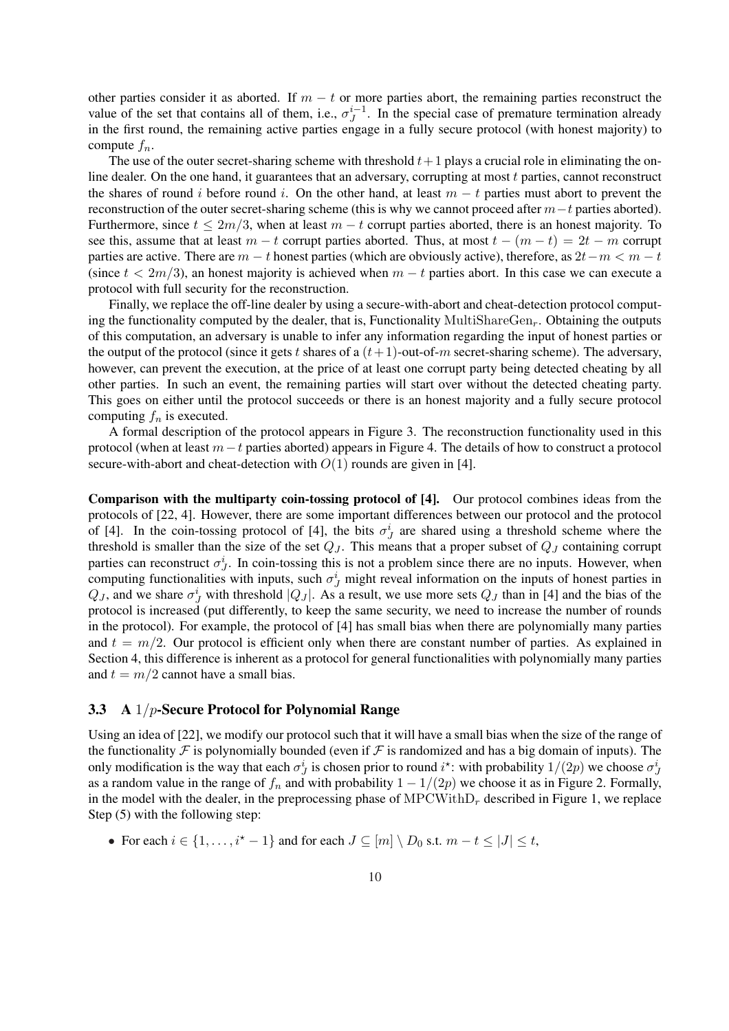other parties consider it as aborted. If $m - t$ or more parties abort, the remaining parties reconstruct the value of the set that contains all of them, i.e., $\sigma_J^{i-1}$. In the special case of premature termination already in the first round, the remaining active parties engage in a fully secure protocol (with honest majority) to compute $f_n$.

The use of the outer secret-sharing scheme with threshold $t+1$ plays a crucial role in eliminating the on-line dealer. On the one hand, it guarantees that an adversary, corrupting at most $t$ parties, cannot reconstruct the shares of round $i$ before round $i$. On the other hand, at least $m - t$ parties must abort to prevent the reconstruction of the outer secret-sharing scheme (this is why we cannot proceed after $m-t$ parties aborted). Furthermore, since $t \leq 2m/3$, when at least $m - t$ corrupt parties aborted, there is an honest majority. To see this, assume that at least $m - t$ corrupt parties aborted. Thus, at most $t - (m - t) = 2t - m$ corrupt parties are active. There are $m - t$ honest parties (which are obviously active), therefore, as $2t - m < m - t$ (since $t < 2m/3$), an honest majority is achieved when $m - t$ parties abort. In this case we can execute a protocol with full security for the reconstruction.

Finally, we replace the off-line dealer by using a secure-with-abort and cheat-detection protocol computing the functionality computed by the dealer, that is, Functionality $\mathrm{MultiShareGen}_r$. Obtaining the outputs of this computation, an adversary is unable to infer any information regarding the input of honest parties or the output of the protocol (since it gets $t$ shares of a $(t+1)$-out-of-$m$ secret-sharing scheme). The adversary, however, can prevent the execution, at the price of at least one corrupt party being detected cheating by all other parties. In such an event, the remaining parties will start over without the detected cheating party. This goes on either until the protocol succeeds or there is an honest majority and a fully secure protocol computing $f_n$ is executed.

A formal description of the protocol appears in Figure 3. The reconstruction functionality used in this protocol (when at least $m-t$ parties aborted) appears in Figure 4. The details of how to construct a protocol secure-with-abort and cheat-detection with $O(1)$ rounds are given in [4].

**Comparison with the multiparty coin-tossing protocol of [4].** Our protocol combines ideas from the protocols of [22, 4]. However, there are some important differences between our protocol and the protocol of [4]. In the coin-tossing protocol of [4], the bits $\sigma_J^i$ are shared using a threshold scheme where the threshold is smaller than the size of the set $Q_J$. This means that a proper subset of $Q_J$ containing corrupt parties can reconstruct $\sigma_J^i$. In coin-tossing this is not a problem since there are no inputs. However, when computing functionalities with inputs, such $\sigma_J^i$ might reveal information on the inputs of honest parties in $Q_J$, and we share $\sigma_J^i$ with threshold $|Q_J|$. As a result, we use more sets $Q_J$ than in [4] and the bias of the protocol is increased (put differently, to keep the same security, we need to increase the number of rounds in the protocol). For example, the protocol of [4] has small bias when there are polynomially many parties and $t = m/2$. Our protocol is efficient only when there are constant number of parties. As explained in Section 4, this difference is inherent as a protocol for general functionalities with polynomially many parties and $t = m/2$ cannot have a small bias.

### 3.3 A $1/p$-Secure Protocol for Polynomial Range

Using an idea of [22], we modify our protocol such that it will have a small bias when the size of the range of the functionality $\mathcal{F}$ is polynomially bounded (even if $\mathcal{F}$ is randomized and has a big domain of inputs). The only modification is the way that each $\sigma_J^i$ is chosen prior to round $i^\star$: with probability $1/(2p)$ we choose $\sigma_J^i$ as a random value in the range of $f_n$ and with probability $1 - 1/(2p)$ we choose it as in Figure 2. Formally, in the model with the dealer, in the preprocessing phase of $\mathrm{MPCWithD}_r$ described in Figure 1, we replace Step (5) with the following step:

- For each $i \in \{1, \ldots, i^\star - 1\}$ and for each $J \subseteq [m] \setminus D_0$ s.t. $m - t \leq |J| \leq t$,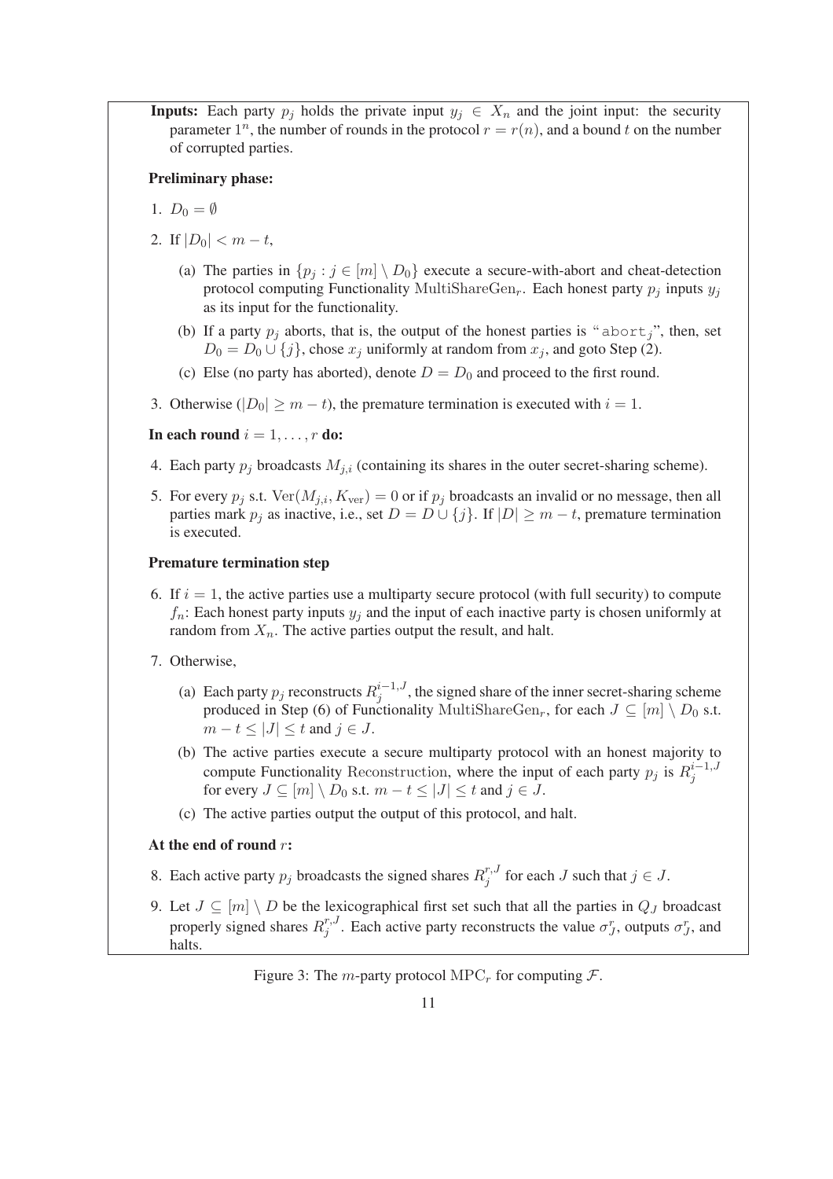**Inputs:** Each party $p_j$ holds the private input $y_j \in X_n$ and the joint input: the security parameter $1^n$, the number of rounds in the protocol $r = r(n)$, and a bound $t$ on the number of corrupted parties.

**Preliminary phase:**

1. $D_0 = \emptyset$
2. If $|D_0| < m - t$,
   (a) The parties in $\{p_j : j \in [m] \setminus D_0\}$ execute a secure-with-abort and cheat-detection protocol computing Functionality $\text{MultiShareGen}_r$. Each honest party $p_j$ inputs $y_j$ as its input for the functionality.
   (b) If a party $p_j$ aborts, that is, the output of the honest parties is "$\texttt{abort}_j$", then, set $D_0 = D_0 \cup \{j\}$, chose $x_j$ uniformly at random from $x_j$, and goto Step (2).
   (c) Else (no party has aborted), denote $D = D_0$ and proceed to the first round.
3. Otherwise ($|D_0| \geq m - t$), the premature termination is executed with $i = 1$.

**In each round** $i = 1, \ldots, r$ **do:**

4. Each party $p_j$ broadcasts $M_{j,i}$ (containing its shares in the outer secret-sharing scheme).
5. For every $p_j$ s.t. $\text{Ver}(M_{j,i}, K_{\text{ver}}) = 0$ or if $p_j$ broadcasts an invalid or no message, then all parties mark $p_j$ as inactive, i.e., set $D = D \cup \{j\}$. If $|D| \geq m - t$, premature termination is executed.

**Premature termination step**

6. If $i = 1$, the active parties use a multiparty secure protocol (with full security) to compute $f_n$: Each honest party inputs $y_j$ and the input of each inactive party is chosen uniformly at random from $X_n$. The active parties output the result, and halt.
7. Otherwise,
   (a) Each party $p_j$ reconstructs $R_j^{i-1,J}$, the signed share of the inner secret-sharing scheme produced in Step (6) of Functionality $\text{MultiShareGen}_r$, for each $J \subseteq [m] \setminus D_0$ s.t. $m - t \leq |J| \leq t$ and $j \in J$.
   (b) The active parties execute a secure multiparty protocol with an honest majority to compute Functionality $\text{Reconstruction}$, where the input of each party $p_j$ is $R_j^{i-1,J}$ for every $J \subseteq [m] \setminus D_0$ s.t. $m - t \leq |J| \leq t$ and $j \in J$.
   (c) The active parties output the output of this protocol, and halt.

**At the end of round** $r$**:**

8. Each active party $p_j$ broadcasts the signed shares $R_j^{r,J}$ for each $J$ such that $j \in J$.
9. Let $J \subseteq [m] \setminus D$ be the lexicographical first set such that all the parties in $Q_J$ broadcast properly signed shares $R_j^{r,J}$. Each active party reconstructs the value $\sigma_J^r$, outputs $\sigma_J^r$, and halts.

Figure 3: The $m$-party protocol $\text{MPC}_r$ for computing $\mathcal{F}$.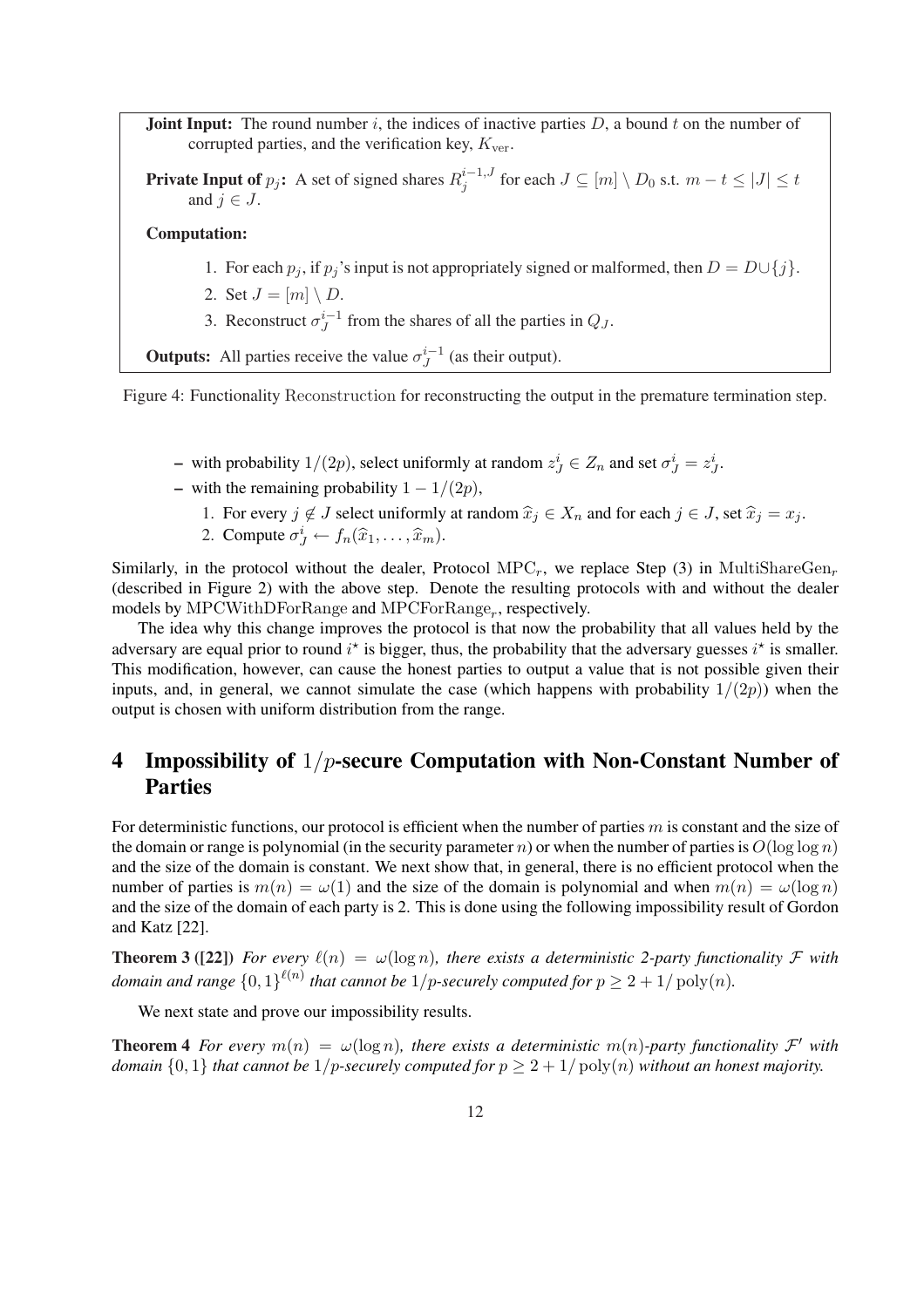**Joint Input:** The round number $i$, the indices of inactive parties $D$, a bound $t$ on the number of corrupted parties, and the verification key, $K_{\text{ver}}$.

**Private Input of $p_j$:** A set of signed shares $R_j^{i-1,J}$ for each $J \subseteq [m] \setminus D_0$ s.t. $m - t \leq |J| \leq t$ and $j \in J$.

**Computation:**

1. For each $p_j$, if $p_j$'s input is not appropriately signed or malformed, then $D = D \cup \{j\}$.
2. Set $J = [m] \setminus D$.
3. Reconstruct $\sigma_J^{i-1}$ from the shares of all the parties in $Q_J$.

**Outputs:** All parties receive the value $\sigma_J^{i-1}$ (as their output).

Figure 4: Functionality Reconstruction for reconstructing the output in the premature termination step.

- with probability $1/(2p)$, select uniformly at random $z_J^i \in Z_n$ and set $\sigma_J^i = z_J^i$.
- with the remaining probability $1 - 1/(2p)$,
  1. For every $j \notin J$ select uniformly at random $\widehat{x}_j \in X_n$ and for each $j \in J$, set $\widehat{x}_j = x_j$.
  2. Compute $\sigma_J^i \leftarrow f_n(\widehat{x}_1, \ldots, \widehat{x}_m)$.

Similarly, in the protocol without the dealer, Protocol $\text{MPC}_r$, we replace Step (3) in $\text{MultiShareGen}_r$ (described in Figure 2) with the above step. Denote the resulting protocols with and without the dealer models by MPCWithDForRange and $\text{MPCForRange}_r$, respectively.

The idea why this change improves the protocol is that now the probability that all values held by the adversary are equal prior to round $i^\star$ is bigger, thus, the probability that the adversary guesses $i^\star$ is smaller. This modification, however, can cause the honest parties to output a value that is not possible given their inputs, and, in general, we cannot simulate the case (which happens with probability $1/(2p)$) when the output is chosen with uniform distribution from the range.

# 4 Impossibility of $1/p$-secure Computation with Non-Constant Number of Parties

For deterministic functions, our protocol is efficient when the number of parties $m$ is constant and the size of the domain or range is polynomial (in the security parameter $n$) or when the number of parties is $O(\log \log n)$ and the size of the domain is constant. We next show that, in general, there is no efficient protocol when the number of parties is $m(n) = \omega(1)$ and the size of the domain is polynomial and when $m(n) = \omega(\log n)$ and the size of the domain of each party is 2. This is done using the following impossibility result of Gordon and Katz [22].

**Theorem 3 ([22])** *For every $\ell(n) = \omega(\log n)$, there exists a deterministic 2-party functionality $\mathcal{F}$ with domain and range $\{0,1\}^{\ell(n)}$ that cannot be $1/p$-securely computed for $p \geq 2 + 1/\operatorname{poly}(n)$.*

We next state and prove our impossibility results.

**Theorem 4** *For every $m(n) = \omega(\log n)$, there exists a deterministic $m(n)$-party functionality $\mathcal{F}'$ with domain $\{0,1\}$ that cannot be $1/p$-securely computed for $p \geq 2 + 1/\operatorname{poly}(n)$ without an honest majority.*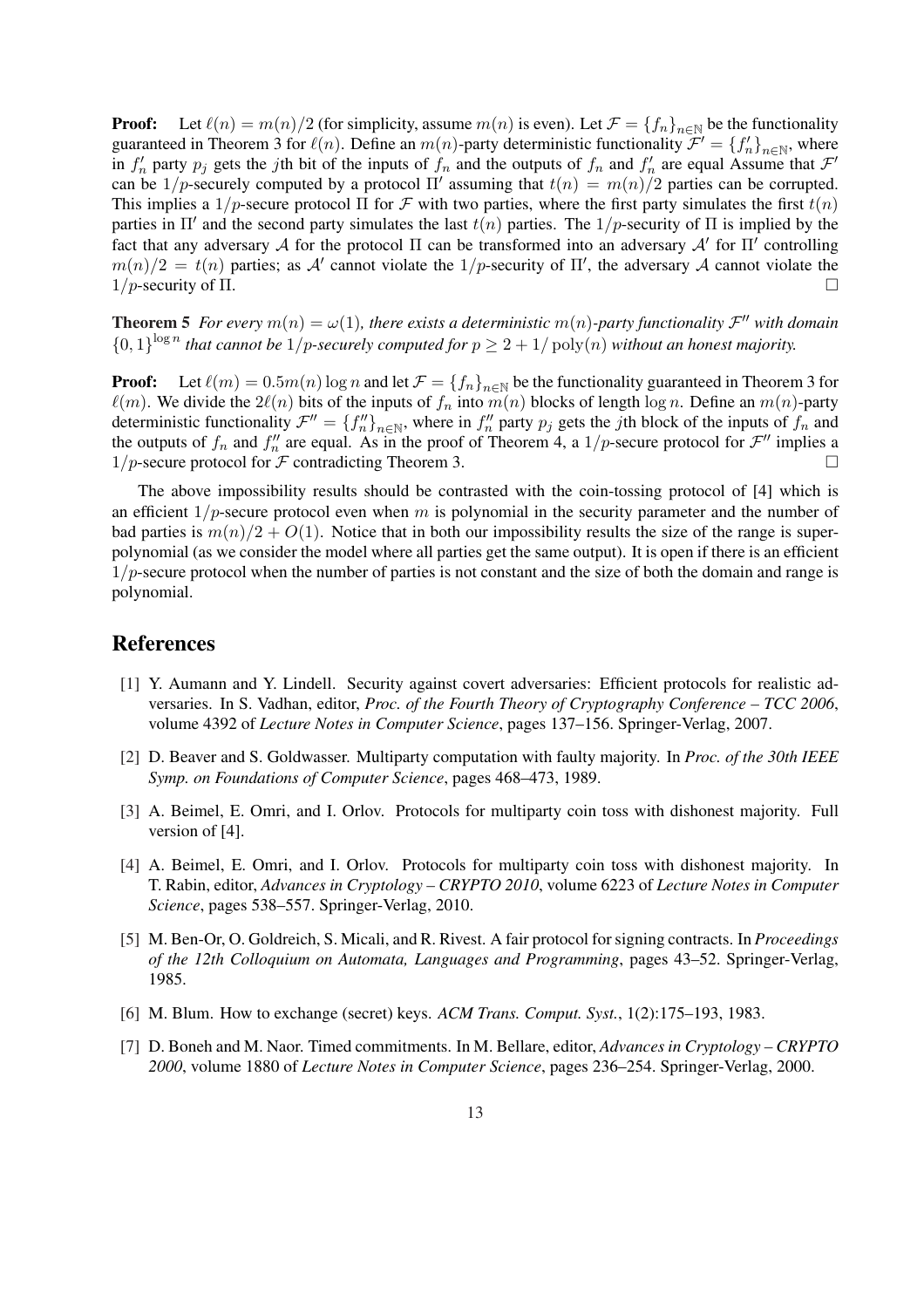**Proof:** Let $\ell(n) = m(n)/2$ (for simplicity, assume $m(n)$ is even). Let $\mathcal{F} = \{f_n\}_{n \in \mathbb{N}}$ be the functionality guaranteed in Theorem 3 for $\ell(n)$. Define an $m(n)$-party deterministic functionality $\mathcal{F}' = \{f'_n\}_{n \in \mathbb{N}}$, where in $f'_n$ party $p_j$ gets the $j$th bit of the inputs of $f_n$ and the outputs of $f_n$ and $f'_n$ are equal Assume that $\mathcal{F}'$ can be $1/p$-securely computed by a protocol $\Pi'$ assuming that $t(n) = m(n)/2$ parties can be corrupted. This implies a $1/p$-secure protocol $\Pi$ for $\mathcal{F}$ with two parties, where the first party simulates the first $t(n)$ parties in $\Pi'$ and the second party simulates the last $t(n)$ parties. The $1/p$-security of $\Pi$ is implied by the fact that any adversary $\mathcal{A}$ for the protocol $\Pi$ can be transformed into an adversary $\mathcal{A}'$ for $\Pi'$ controlling $m(n)/2 = t(n)$ parties; as $\mathcal{A}'$ cannot violate the $1/p$-security of $\Pi'$, the adversary $\mathcal{A}$ cannot violate the $1/p$-security of $\Pi$. □

**Theorem 5** *For every $m(n) = \omega(1)$, there exists a deterministic $m(n)$-party functionality $\mathcal{F}''$ with domain $\{0,1\}^{\log n}$ that cannot be $1/p$-securely computed for $p \geq 2 + 1/\operatorname{poly}(n)$ without an honest majority.*

**Proof:** Let $\ell(m) = 0.5m(n) \log n$ and let $\mathcal{F} = \{f_n\}_{n \in \mathbb{N}}$ be the functionality guaranteed in Theorem 3 for $\ell(m)$. We divide the $2\ell(n)$ bits of the inputs of $f_n$ into $m(n)$ blocks of length $\log n$. Define an $m(n)$-party deterministic functionality $\mathcal{F}'' = \{f''_n\}_{n \in \mathbb{N}}$, where in $f''_n$ party $p_j$ gets the $j$th block of the inputs of $f_n$ and the outputs of $f_n$ and $f''_n$ are equal. As in the proof of Theorem 4, a $1/p$-secure protocol for $\mathcal{F}''$ implies a $1/p$-secure protocol for $\mathcal{F}$ contradicting Theorem 3. □

The above impossibility results should be contrasted with the coin-tossing protocol of [4] which is an efficient $1/p$-secure protocol even when $m$ is polynomial in the security parameter and the number of bad parties is $m(n)/2 + O(1)$. Notice that in both our impossibility results the size of the range is super-polynomial (as we consider the model where all parties get the same output). It is open if there is an efficient $1/p$-secure protocol when the number of parties is not constant and the size of both the domain and range is polynomial.

## References

[1] Y. Aumann and Y. Lindell. Security against covert adversaries: Efficient protocols for realistic adversaries. In S. Vadhan, editor, *Proc. of the Fourth Theory of Cryptography Conference – TCC 2006*, volume 4392 of *Lecture Notes in Computer Science*, pages 137–156. Springer-Verlag, 2007.

[2] D. Beaver and S. Goldwasser. Multiparty computation with faulty majority. In *Proc. of the 30th IEEE Symp. on Foundations of Computer Science*, pages 468–473, 1989.

[3] A. Beimel, E. Omri, and I. Orlov. Protocols for multiparty coin toss with dishonest majority. Full version of [4].

[4] A. Beimel, E. Omri, and I. Orlov. Protocols for multiparty coin toss with dishonest majority. In T. Rabin, editor, *Advances in Cryptology – CRYPTO 2010*, volume 6223 of *Lecture Notes in Computer Science*, pages 538–557. Springer-Verlag, 2010.

[5] M. Ben-Or, O. Goldreich, S. Micali, and R. Rivest. A fair protocol for signing contracts. In *Proceedings of the 12th Colloquium on Automata, Languages and Programming*, pages 43–52. Springer-Verlag, 1985.

[6] M. Blum. How to exchange (secret) keys. *ACM Trans. Comput. Syst.*, 1(2):175–193, 1983.

[7] D. Boneh and M. Naor. Timed commitments. In M. Bellare, editor, *Advances in Cryptology – CRYPTO 2000*, volume 1880 of *Lecture Notes in Computer Science*, pages 236–254. Springer-Verlag, 2000.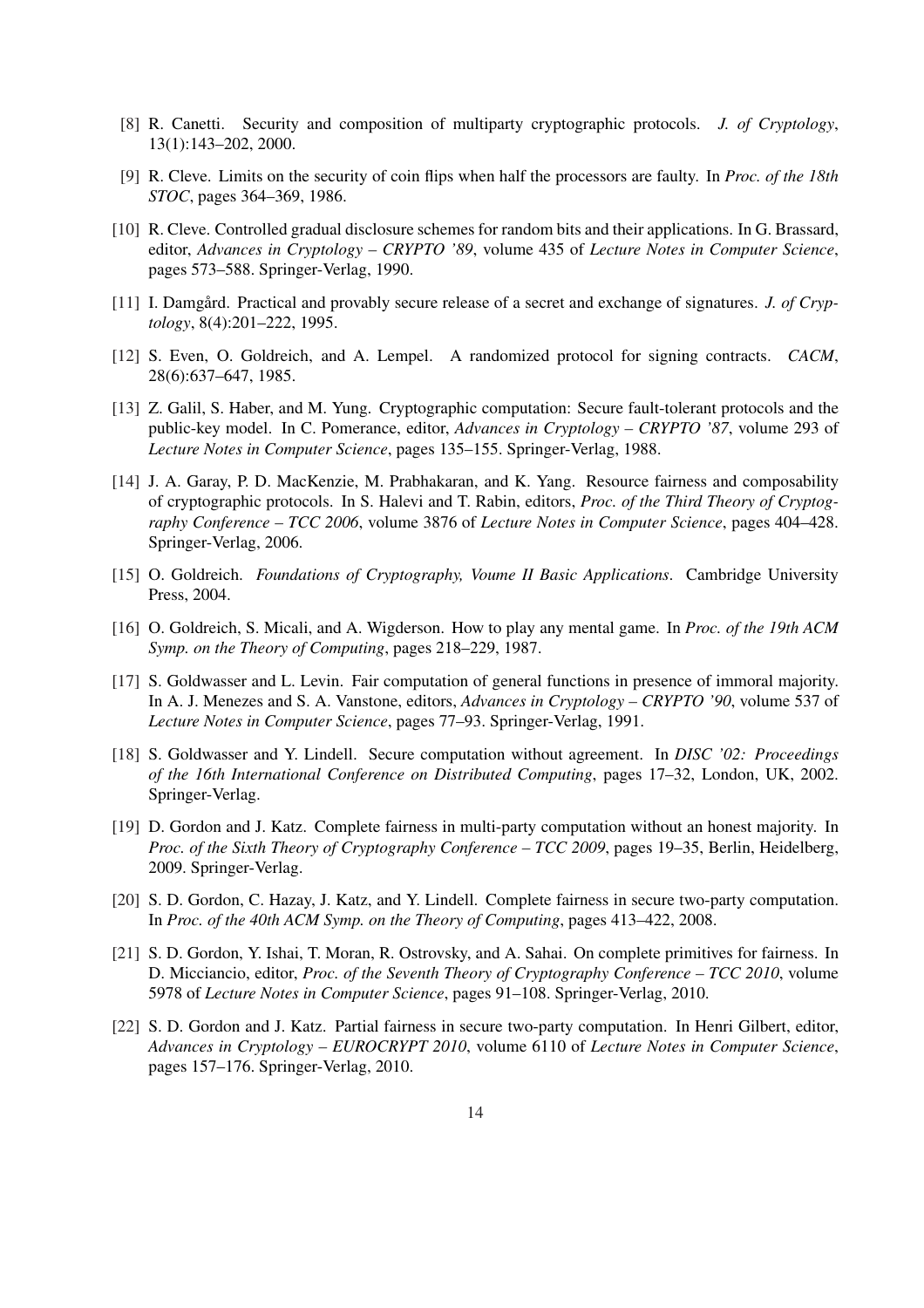[8] R. Canetti. Security and composition of multiparty cryptographic protocols. *J. of Cryptology*, 13(1):143–202, 2000.

[9] R. Cleve. Limits on the security of coin flips when half the processors are faulty. In *Proc. of the 18th STOC*, pages 364–369, 1986.

[10] R. Cleve. Controlled gradual disclosure schemes for random bits and their applications. In G. Brassard, editor, *Advances in Cryptology – CRYPTO '89*, volume 435 of *Lecture Notes in Computer Science*, pages 573–588. Springer-Verlag, 1990.

[11] I. Damgård. Practical and provably secure release of a secret and exchange of signatures. *J. of Cryptology*, 8(4):201–222, 1995.

[12] S. Even, O. Goldreich, and A. Lempel. A randomized protocol for signing contracts. *CACM*, 28(6):637–647, 1985.

[13] Z. Galil, S. Haber, and M. Yung. Cryptographic computation: Secure fault-tolerant protocols and the public-key model. In C. Pomerance, editor, *Advances in Cryptology – CRYPTO '87*, volume 293 of *Lecture Notes in Computer Science*, pages 135–155. Springer-Verlag, 1988.

[14] J. A. Garay, P. D. MacKenzie, M. Prabhakaran, and K. Yang. Resource fairness and composability of cryptographic protocols. In S. Halevi and T. Rabin, editors, *Proc. of the Third Theory of Cryptography Conference – TCC 2006*, volume 3876 of *Lecture Notes in Computer Science*, pages 404–428. Springer-Verlag, 2006.

[15] O. Goldreich. *Foundations of Cryptography, Voume II Basic Applications*. Cambridge University Press, 2004.

[16] O. Goldreich, S. Micali, and A. Wigderson. How to play any mental game. In *Proc. of the 19th ACM Symp. on the Theory of Computing*, pages 218–229, 1987.

[17] S. Goldwasser and L. Levin. Fair computation of general functions in presence of immoral majority. In A. J. Menezes and S. A. Vanstone, editors, *Advances in Cryptology – CRYPTO '90*, volume 537 of *Lecture Notes in Computer Science*, pages 77–93. Springer-Verlag, 1991.

[18] S. Goldwasser and Y. Lindell. Secure computation without agreement. In *DISC '02: Proceedings of the 16th International Conference on Distributed Computing*, pages 17–32, London, UK, 2002. Springer-Verlag.

[19] D. Gordon and J. Katz. Complete fairness in multi-party computation without an honest majority. In *Proc. of the Sixth Theory of Cryptography Conference – TCC 2009*, pages 19–35, Berlin, Heidelberg, 2009. Springer-Verlag.

[20] S. D. Gordon, C. Hazay, J. Katz, and Y. Lindell. Complete fairness in secure two-party computation. In *Proc. of the 40th ACM Symp. on the Theory of Computing*, pages 413–422, 2008.

[21] S. D. Gordon, Y. Ishai, T. Moran, R. Ostrovsky, and A. Sahai. On complete primitives for fairness. In D. Micciancio, editor, *Proc. of the Seventh Theory of Cryptography Conference – TCC 2010*, volume 5978 of *Lecture Notes in Computer Science*, pages 91–108. Springer-Verlag, 2010.

[22] S. D. Gordon and J. Katz. Partial fairness in secure two-party computation. In Henri Gilbert, editor, *Advances in Cryptology – EUROCRYPT 2010*, volume 6110 of *Lecture Notes in Computer Science*, pages 157–176. Springer-Verlag, 2010.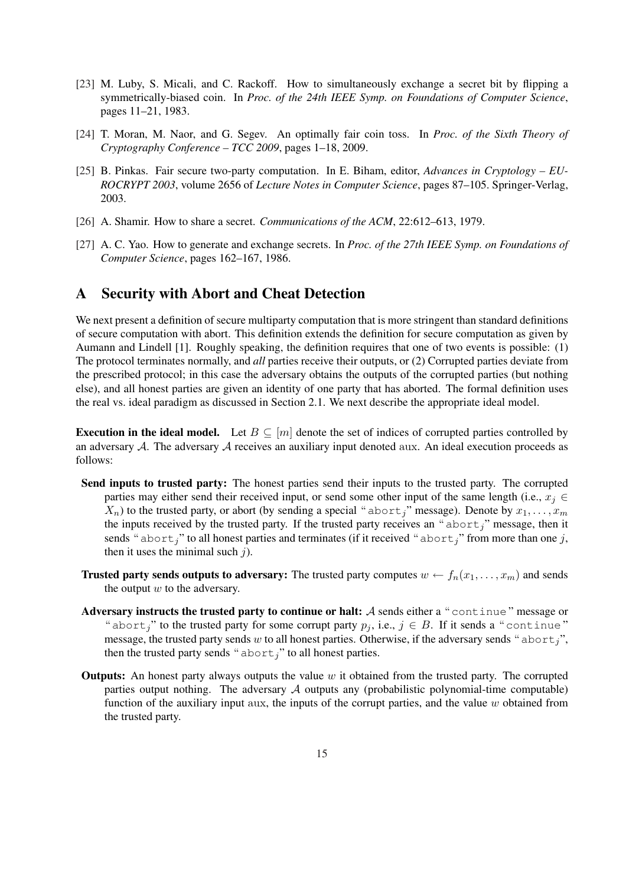[23] M. Luby, S. Micali, and C. Rackoff. How to simultaneously exchange a secret bit by flipping a symmetrically-biased coin. In *Proc. of the 24th IEEE Symp. on Foundations of Computer Science*, pages 11–21, 1983.

[24] T. Moran, M. Naor, and G. Segev. An optimally fair coin toss. In *Proc. of the Sixth Theory of Cryptography Conference – TCC 2009*, pages 1–18, 2009.

[25] B. Pinkas. Fair secure two-party computation. In E. Biham, editor, *Advances in Cryptology – EUROCRYPT 2003*, volume 2656 of *Lecture Notes in Computer Science*, pages 87–105. Springer-Verlag, 2003.

[26] A. Shamir. How to share a secret. *Communications of the ACM*, 22:612–613, 1979.

[27] A. C. Yao. How to generate and exchange secrets. In *Proc. of the 27th IEEE Symp. on Foundations of Computer Science*, pages 162–167, 1986.

# A Security with Abort and Cheat Detection

We next present a definition of secure multiparty computation that is more stringent than standard definitions of secure computation with abort. This definition extends the definition for secure computation as given by Aumann and Lindell [1]. Roughly speaking, the definition requires that one of two events is possible: (1) The protocol terminates normally, and *all* parties receive their outputs, or (2) Corrupted parties deviate from the prescribed protocol; in this case the adversary obtains the outputs of the corrupted parties (but nothing else), and all honest parties are given an identity of one party that has aborted. The formal definition uses the real vs. ideal paradigm as discussed in Section 2.1. We next describe the appropriate ideal model.

**Execution in the ideal model.** Let $B \subseteq [m]$ denote the set of indices of corrupted parties controlled by an adversary $\mathcal{A}$. The adversary $\mathcal{A}$ receives an auxiliary input denoted $\mathrm{aux}$. An ideal execution proceeds as follows:

- **Send inputs to trusted party:** The honest parties send their inputs to the trusted party. The corrupted parties may either send their received input, or send some other input of the same length (i.e., $x_j \in X_n$) to the trusted party, or abort (by sending a special "$\mathtt{abort}_j$" message). Denote by $x_1, \ldots, x_m$ the inputs received by the trusted party. If the trusted party receives an "$\mathtt{abort}_j$" message, then it sends "$\mathtt{abort}_j$" to all honest parties and terminates (if it received "$\mathtt{abort}_j$" from more than one $j$, then it uses the minimal such $j$).

- **Trusted party sends outputs to adversary:** The trusted party computes $w \leftarrow f_n(x_1, \ldots, x_m)$ and sends the output $w$ to the adversary.

- **Adversary instructs the trusted party to continue or halt:** $\mathcal{A}$ sends either a "$\mathtt{continue}$" message or "$\mathtt{abort}_j$" to the trusted party for some corrupt party $p_j$, i.e., $j \in B$. If it sends a "$\mathtt{continue}$" message, the trusted party sends $w$ to all honest parties. Otherwise, if the adversary sends "$\mathtt{abort}_j$", then the trusted party sends "$\mathtt{abort}_j$" to all honest parties.

- **Outputs:** An honest party always outputs the value $w$ it obtained from the trusted party. The corrupted parties output nothing. The adversary $\mathcal{A}$ outputs any (probabilistic polynomial-time computable) function of the auxiliary input $\mathrm{aux}$, the inputs of the corrupt parties, and the value $w$ obtained from the trusted party.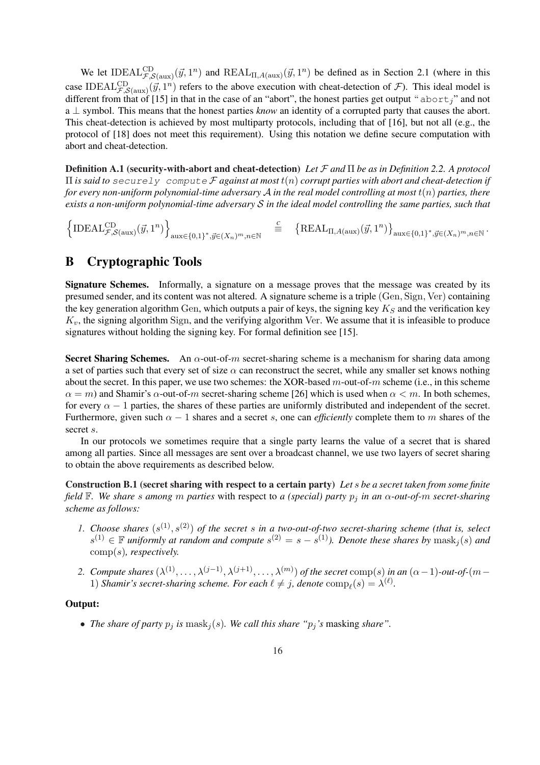We let $\text{IDEAL}^{\text{CD}}_{\mathcal{F},\mathcal{S}(\text{aux})}(\vec{y}, 1^n)$ and $\text{REAL}_{\Pi,A(\text{aux})}(\vec{y}, 1^n)$ be defined as in Section 2.1 (where in this case $\text{IDEAL}^{\text{CD}}_{\mathcal{F},\mathcal{S}(\text{aux})}(\vec{y}, 1^n)$ refers to the above execution with cheat-detection of $\mathcal{F}$). This ideal model is different from that of [15] in that in the case of an "abort", the honest parties get output "$\texttt{abort}_j$" and not a $\perp$ symbol. This means that the honest parties *know* an identity of a corrupted party that causes the abort. This cheat-detection is achieved by most multiparty protocols, including that of [16], but not all (e.g., the protocol of [18] does not meet this requirement). Using this notation we define secure computation with abort and cheat-detection.

**Definition A.1 (security-with-abort and cheat-detection)** *Let $\mathcal{F}$ and $\Pi$ be as in Definition 2.2. A protocol $\Pi$ is said to* `securely compute` *$\mathcal{F}$ against at most $t(n)$ corrupt parties with abort and cheat-detection if for every non-uniform polynomial-time adversary $\mathcal{A}$ in the real model controlling at most $t(n)$ parties, there exists a non-uniform polynomial-time adversary $\mathcal{S}$ in the ideal model controlling the same parties, such that*

$$\left\{\text{IDEAL}^{\text{CD}}_{\mathcal{F},\mathcal{S}(\text{aux})}(\vec{y}, 1^n)\right\}_{\text{aux}\in\{0,1\}^*,\vec{y}\in(X_n)^m,n\in\mathbb{N}} \stackrel{c}{\equiv} \left\{\text{REAL}_{\Pi,A(\text{aux})}(\vec{y}, 1^n)\right\}_{\text{aux}\in\{0,1\}^*,\vec{y}\in(X_n)^m,n\in\mathbb{N}}.$$

# B Cryptographic Tools

**Signature Schemes.** Informally, a signature on a message proves that the message was created by its presumed sender, and its content was not altered. A signature scheme is a triple $(\text{Gen}, \text{Sign}, \text{Ver})$ containing the key generation algorithm Gen, which outputs a pair of keys, the signing key $K_S$ and the verification key $K_v$, the signing algorithm Sign, and the verifying algorithm Ver. We assume that it is infeasible to produce signatures without holding the signing key. For formal definition see [15].

**Secret Sharing Schemes.** An $\alpha$-out-of-$m$ secret-sharing scheme is a mechanism for sharing data among a set of parties such that every set of size $\alpha$ can reconstruct the secret, while any smaller set knows nothing about the secret. In this paper, we use two schemes: the XOR-based $m$-out-of-$m$ scheme (i.e., in this scheme $\alpha = m$) and Shamir's $\alpha$-out-of-$m$ secret-sharing scheme [26] which is used when $\alpha < m$. In both schemes, for every $\alpha - 1$ parties, the shares of these parties are uniformly distributed and independent of the secret. Furthermore, given such $\alpha - 1$ shares and a secret $s$, one can *efficiently* complete them to $m$ shares of the secret $s$.

In our protocols we sometimes require that a single party learns the value of a secret that is shared among all parties. Since all messages are sent over a broadcast channel, we use two layers of secret sharing to obtain the above requirements as described below.

**Construction B.1 (secret sharing with respect to a certain party)** *Let $s$ be a secret taken from some finite field $\mathbb{F}$. We share $s$ among $m$ parties* with respect to *a (special) party $p_j$ in an $\alpha$-out-of-$m$ secret-sharing scheme as follows:*

1. *Choose shares $(s^{(1)}, s^{(2)})$ of the secret $s$ in a two-out-of-two secret-sharing scheme (that is, select $s^{(1)} \in \mathbb{F}$ uniformly at random and compute $s^{(2)} = s - s^{(1)}$). Denote these shares by $\text{mask}_j(s)$ and $\text{comp}(s)$, respectively.*
2. *Compute shares $(\lambda^{(1)}, \ldots, \lambda^{(j-1)}, \lambda^{(j+1)}, \ldots, \lambda^{(m)})$ of the secret $\text{comp}(s)$ in an $(\alpha-1)$-out-of-$(m-1)$ Shamir's secret-sharing scheme. For each $\ell \neq j$, denote $\text{comp}_\ell(s) = \lambda^{(\ell)}$.*

**Output:**

- *The share of party $p_j$ is $\text{mask}_j(s)$. We call this share "$p_j$'s* masking *share".*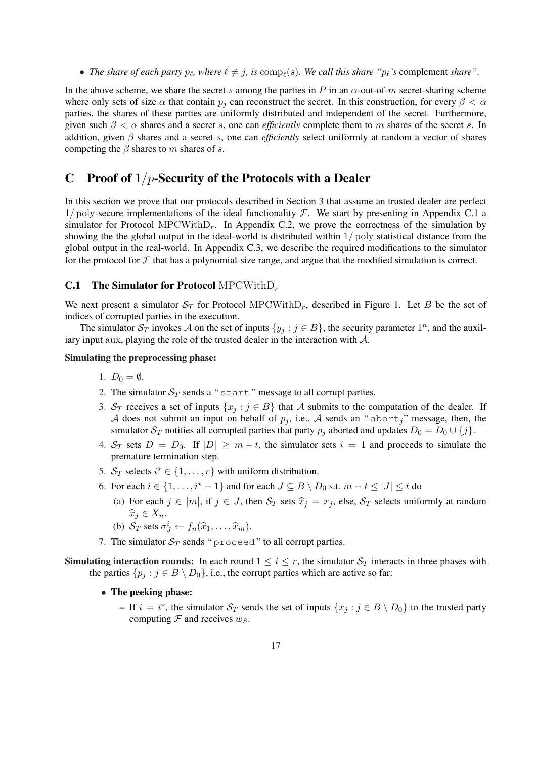- *The share of each party $p_\ell$, where $\ell \neq j$, is $\mathrm{comp}_\ell(s)$. We call this share "$p_\ell$'s* complement *share".*

In the above scheme, we share the secret $s$ among the parties in $P$ in an $\alpha$-out-of-$m$ secret-sharing scheme where only sets of size $\alpha$ that contain $p_j$ can reconstruct the secret. In this construction, for every $\beta < \alpha$ parties, the shares of these parties are uniformly distributed and independent of the secret. Furthermore, given such $\beta < \alpha$ shares and a secret $s$, one can *efficiently* complete them to $m$ shares of the secret $s$. In addition, given $\beta$ shares and a secret $s$, one can *efficiently* select uniformly at random a vector of shares competing the $\beta$ shares to $m$ shares of $s$.

# C Proof of $1/p$-Security of the Protocols with a Dealer

In this section we prove that our protocols described in Section 3 that assume an trusted dealer are perfect $1/\mathrm{poly}$-secure implementations of the ideal functionality $\mathcal{F}$. We start by presenting in Appendix C.1 a simulator for Protocol $\mathrm{MPCWithD}_r$. In Appendix C.2, we prove the correctness of the simulation by showing the the global output in the ideal-world is distributed within $1/\mathrm{poly}$ statistical distance from the global output in the real-world. In Appendix C.3, we describe the required modifications to the simulator for the protocol for $\mathcal{F}$ that has a polynomial-size range, and argue that the modified simulation is correct.

## C.1 The Simulator for Protocol $\mathrm{MPCWithD}_r$

We next present a simulator $\mathcal{S}_T$ for Protocol $\mathrm{MPCWithD}_r$, described in Figure 1. Let $B$ be the set of indices of corrupted parties in the execution.

The simulator $\mathcal{S}_T$ invokes $\mathcal{A}$ on the set of inputs $\{y_j : j \in B\}$, the security parameter $1^n$, and the auxiliary input aux, playing the role of the trusted dealer in the interaction with $\mathcal{A}$.

**Simulating the preprocessing phase:**

1. $D_0 = \emptyset$.
2. The simulator $\mathcal{S}_T$ sends a "`start`" message to all corrupt parties.
3. $\mathcal{S}_T$ receives a set of inputs $\{x_j : j \in B\}$ that $\mathcal{A}$ submits to the computation of the dealer. If $\mathcal{A}$ does not submit an input on behalf of $p_j$, i.e., $\mathcal{A}$ sends an "`abort`$_j$" message, then, the simulator $\mathcal{S}_T$ notifies all corrupted parties that party $p_j$ aborted and updates $D_0 = D_0 \cup \{j\}$.
4. $\mathcal{S}_T$ sets $D = D_0$. If $|D| \geq m - t$, the simulator sets $i = 1$ and proceeds to simulate the premature termination step.
5. $\mathcal{S}_T$ selects $i^\star \in \{1, \ldots, r\}$ with uniform distribution.
6. For each $i \in \{1, \ldots, i^\star - 1\}$ and for each $J \subseteq B \setminus D_0$ s.t. $m - t \leq |J| \leq t$ do
   (a) For each $j \in [m]$, if $j \in J$, then $\mathcal{S}_T$ sets $\widehat{x}_j = x_j$, else, $\mathcal{S}_T$ selects uniformly at random $\widehat{x}_j \in X_n$.
   (b) $\mathcal{S}_T$ sets $\sigma_J^i \leftarrow f_n(\widehat{x}_1, \ldots, \widehat{x}_m)$.
7. The simulator $\mathcal{S}_T$ sends "`proceed`" to all corrupt parties.

**Simulating interaction rounds:** In each round $1 \leq i \leq r$, the simulator $\mathcal{S}_T$ interacts in three phases with the parties $\{p_j : j \in B \setminus D_0\}$, i.e., the corrupt parties which are active so far:

- **The peeking phase:**
  - If $i = i^\star$, the simulator $\mathcal{S}_T$ sends the set of inputs $\{x_j : j \in B \setminus D_0\}$ to the trusted party computing $\mathcal{F}$ and receives $w_S$.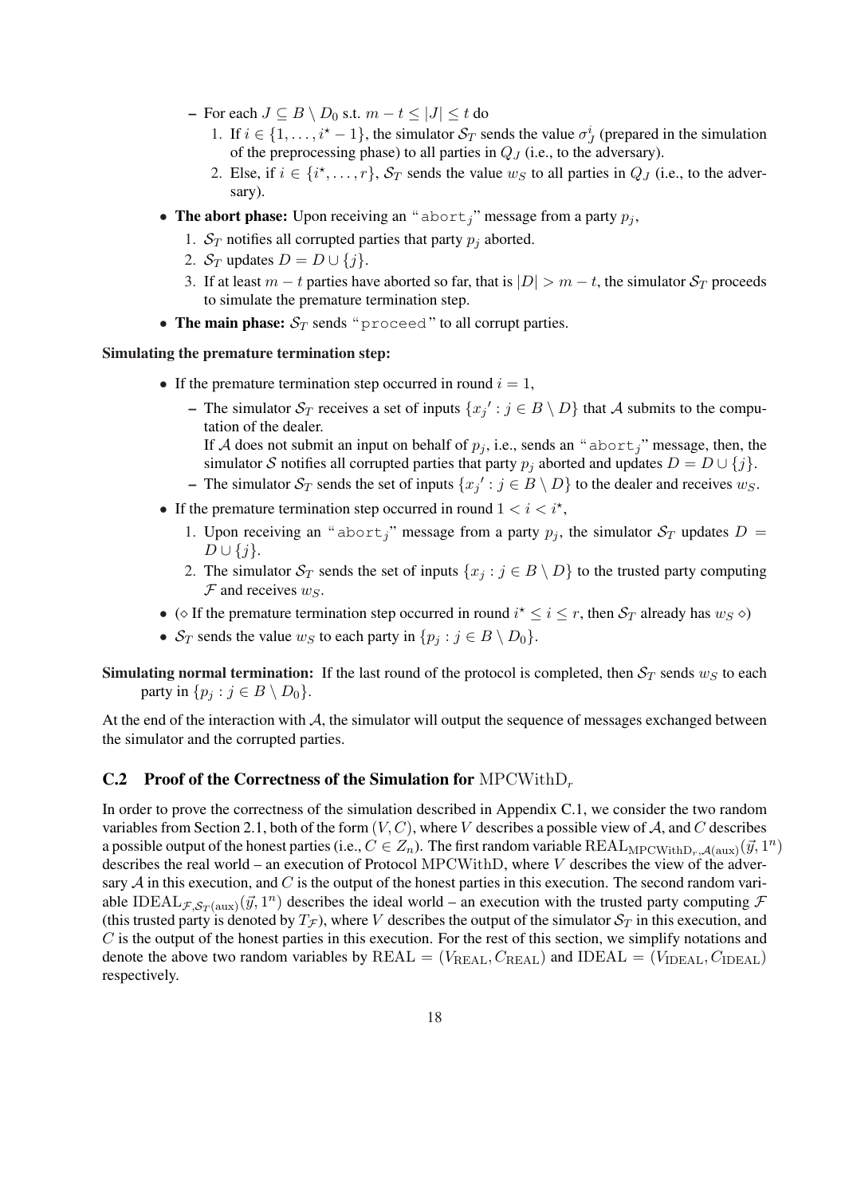- For each $J \subseteq B \setminus D_0$ s.t. $m - t \leq |J| \leq t$ do
    1. If $i \in \{1, \ldots, i^\star - 1\}$, the simulator $\mathcal{S}_T$ sends the value $\sigma^i_J$ (prepared in the simulation of the preprocessing phase) to all parties in $Q_J$ (i.e., to the adversary).
    2. Else, if $i \in \{i^\star, \ldots, r\}$, $\mathcal{S}_T$ sends the value $w_S$ to all parties in $Q_J$ (i.e., to the adversary).

- **The abort phase:** Upon receiving an "$\texttt{abort}_j$" message from a party $p_j$,
  1. $\mathcal{S}_T$ notifies all corrupted parties that party $p_j$ aborted.
  2. $\mathcal{S}_T$ updates $D = D \cup \{j\}$.
  3. If at least $m - t$ parties have aborted so far, that is $|D| > m - t$, the simulator $\mathcal{S}_T$ proceeds to simulate the premature termination step.

- **The main phase:** $\mathcal{S}_T$ sends "$\texttt{proceed}$" to all corrupt parties.

**Simulating the premature termination step:**

- If the premature termination step occurred in round $i = 1$,
  - The simulator $\mathcal{S}_T$ receives a set of inputs $\{x_j{}' : j \in B \setminus D\}$ that $\mathcal{A}$ submits to the computation of the dealer.
    If $\mathcal{A}$ does not submit an input on behalf of $p_j$, i.e., sends an "$\texttt{abort}_j$" message, then, the simulator $\mathcal{S}$ notifies all corrupted parties that party $p_j$ aborted and updates $D = D \cup \{j\}$.
  - The simulator $\mathcal{S}_T$ sends the set of inputs $\{x_j{}' : j \in B \setminus D\}$ to the dealer and receives $w_S$.
- If the premature termination step occurred in round $1 < i < i^\star$,
  1. Upon receiving an "$\texttt{abort}_j$" message from a party $p_j$, the simulator $\mathcal{S}_T$ updates $D = D \cup \{j\}$.
  2. The simulator $\mathcal{S}_T$ sends the set of inputs $\{x_j : j \in B \setminus D\}$ to the trusted party computing $\mathcal{F}$ and receives $w_S$.
- ($\diamond$ If the premature termination step occurred in round $i^\star \leq i \leq r$, then $\mathcal{S}_T$ already has $w_S$ $\diamond$)
- $\mathcal{S}_T$ sends the value $w_S$ to each party in $\{p_j : j \in B \setminus D_0\}$.

**Simulating normal termination:** If the last round of the protocol is completed, then $\mathcal{S}_T$ sends $w_S$ to each party in $\{p_j : j \in B \setminus D_0\}$.

At the end of the interaction with $\mathcal{A}$, the simulator will output the sequence of messages exchanged between the simulator and the corrupted parties.

### C.2 Proof of the Correctness of the Simulation for $\mathrm{MPCWithD}_r$

In order to prove the correctness of the simulation described in Appendix C.1, we consider the two random variables from Section 2.1, both of the form $(V, C)$, where $V$ describes a possible view of $\mathcal{A}$, and $C$ describes a possible output of the honest parties (i.e., $C \in Z_n$). The first random variable $\mathrm{REAL}_{\mathrm{MPCWithD}_r, \mathcal{A}(\mathrm{aux})}(\vec{y}, 1^n)$ describes the real world – an execution of Protocol $\mathrm{MPCWithD}$, where $V$ describes the view of the adversary $\mathcal{A}$ in this execution, and $C$ is the output of the honest parties in this execution. The second random variable $\mathrm{IDEAL}_{\mathcal{F}, \mathcal{S}_T(\mathrm{aux})}(\vec{y}, 1^n)$ describes the ideal world – an execution with the trusted party computing $\mathcal{F}$ (this trusted party is denoted by $T_\mathcal{F}$), where $V$ describes the output of the simulator $\mathcal{S}_T$ in this execution, and $C$ is the output of the honest parties in this execution. For the rest of this section, we simplify notations and denote the above two random variables by $\mathrm{REAL} = (V_{\mathrm{REAL}}, C_{\mathrm{REAL}})$ and $\mathrm{IDEAL} = (V_{\mathrm{IDEAL}}, C_{\mathrm{IDEAL}})$ respectively.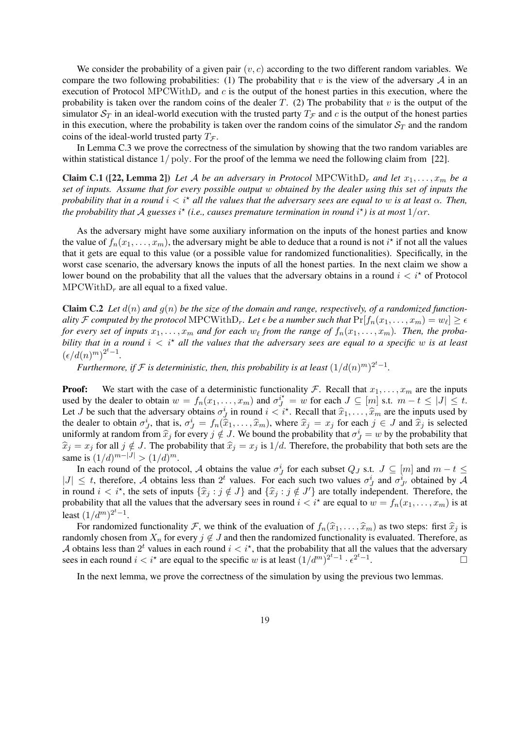We consider the probability of a given pair $(v, c)$ according to the two different random variables. We compare the two following probabilities: (1) The probability that $v$ is the view of the adversary $\mathcal{A}$ in an execution of Protocol $\mathrm{MPCWithD}_r$ and $c$ is the output of the honest parties in this execution, where the probability is taken over the random coins of the dealer $T$. (2) The probability that $v$ is the output of the simulator $\mathcal{S}_T$ in an ideal-world execution with the trusted party $T_{\mathcal{F}}$ and $c$ is the output of the honest parties in this execution, where the probability is taken over the random coins of the simulator $\mathcal{S}_T$ and the random coins of the ideal-world trusted party $T_{\mathcal{F}}$.

In Lemma C.3 we prove the correctness of the simulation by showing that the two random variables are within statistical distance $1/\mathrm{poly}$. For the proof of the lemma we need the following claim from [22].

**Claim C.1 ([22, Lemma 2])** *Let $\mathcal{A}$ be an adversary in Protocol $\mathrm{MPCWithD}_r$ and let $x_1, \ldots, x_m$ be a set of inputs. Assume that for every possible output $w$ obtained by the dealer using this set of inputs the probability that in a round $i < i^\star$ all the values that the adversary sees are equal to $w$ is at least $\alpha$. Then, the probability that $\mathcal{A}$ guesses $i^\star$ (i.e., causes premature termination in round $i^\star$) is at most $1/\alpha r$.*

As the adversary might have some auxiliary information on the inputs of the honest parties and know the value of $f_n(x_1, \ldots, x_m)$, the adversary might be able to deduce that a round is not $i^\star$ if not all the values that it gets are equal to this value (or a possible value for randomized functionalities). Specifically, in the worst case scenario, the adversary knows the inputs of all the honest parties. In the next claim we show a lower bound on the probability that all the values that the adversary obtains in a round $i < i^\star$ of Protocol $\mathrm{MPCWithD}_r$ are all equal to a fixed value.

**Claim C.2** *Let $d(n)$ and $g(n)$ be the size of the domain and range, respectively, of a randomized functionality $\mathcal{F}$ computed by the protocol $\mathrm{MPCWithD}_r$. Let $\epsilon$ be a number such that $\Pr[f_n(x_1, \ldots, x_m) = w_\ell] \geq \epsilon$ for every set of inputs $x_1, \ldots, x_m$ and for each $w_\ell$ from the range of $f_n(x_1, \ldots, x_m)$. Then, the probability that in a round $i < i^\star$ all the values that the adversary sees are equal to a specific $w$ is at least $(\epsilon/d(n)^m)^{2^t-1}$.*

*Furthermore, if $\mathcal{F}$ is deterministic, then, this probability is at least $(1/d(n)^m)^{2^t-1}$.*

**Proof:** We start with the case of a deterministic functionality $\mathcal{F}$. Recall that $x_1, \ldots, x_m$ are the inputs used by the dealer to obtain $w = f_n(x_1, \ldots, x_m)$ and $\sigma_J^{i^\star} = w$ for each $J \subseteq [m]$ s.t. $m - t \leq |J| \leq t$. Let $J$ be such that the adversary obtains $\sigma_J^i$ in round $i < i^\star$. Recall that $\widehat{x}_1, \ldots, \widehat{x}_m$ are the inputs used by the dealer to obtain $\sigma_J^i$, that is, $\sigma_J^i = f_n(\widehat{x}_1, \ldots, \widehat{x}_m)$, where $\widehat{x}_j = x_j$ for each $j \in J$ and $\widehat{x}_j$ is selected uniformly at random from $\widehat{x}_j$ for every $j \notin J$. We bound the probability that $\sigma_J^i = w$ by the probability that $\widehat{x}_j = x_j$ for all $j \notin J$. The probability that $\widehat{x}_j = x_j$ is $1/d$. Therefore, the probability that both sets are the same is $(1/d)^{m-|J|} > (1/d)^m$.

In each round of the protocol, $\mathcal{A}$ obtains the value $\sigma_J^i$ for each subset $Q_J$ s.t. $J \subseteq [m]$ and $m - t \leq |J| \leq t$, therefore, $\mathcal{A}$ obtains less than $2^t$ values. For each such two values $\sigma_J^i$ and $\sigma_{J'}^i$ obtained by $\mathcal{A}$ in round $i < i^\star$, the sets of inputs $\{\widehat{x}_j : j \notin J\}$ and $\{\widehat{x}_j : j \notin J'\}$ are totally independent. Therefore, the probability that all the values that the adversary sees in round $i < i^\star$ are equal to $w = f_n(x_1, \ldots, x_m)$ is at least $(1/d^m)^{2^t-1}$.

For randomized functionality $\mathcal{F}$, we think of the evaluation of $f_n(\widehat{x}_1, \ldots, \widehat{x}_m)$ as two steps: first $\widehat{x}_j$ is randomly chosen from $X_n$ for every $j \notin J$ and then the randomized functionality is evaluated. Therefore, as $\mathcal{A}$ obtains less than $2^t$ values in each round $i < i^\star$, that the probability that all the values that the adversary sees in each round $i < i^\star$ are equal to the specific $w$ is at least $(1/d^m)^{2^t-1} \cdot \epsilon^{2^t-1}$. □

In the next lemma, we prove the correctness of the simulation by using the previous two lemmas.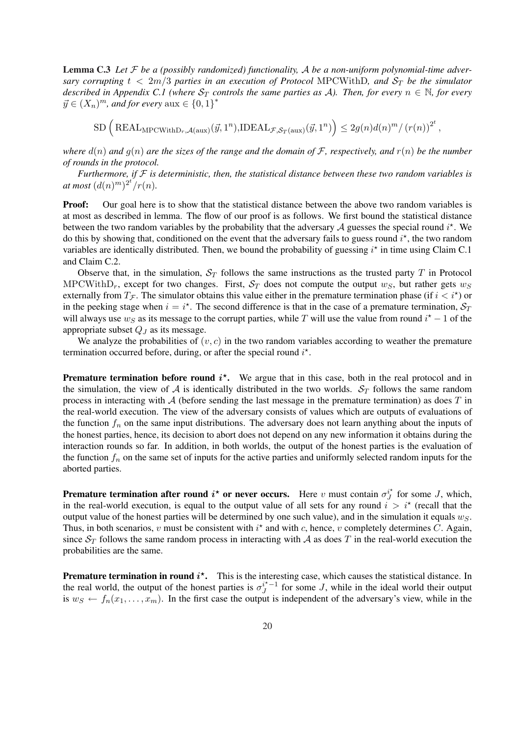**Lemma C.3** *Let $\mathcal{F}$ be a (possibly randomized) functionality, $\mathcal{A}$ be a non-uniform polynomial-time adversary corrupting $t < 2m/3$ parties in an execution of Protocol* MPCWithD*, and $\mathcal{S}_T$ be the simulator described in Appendix C.1 (where $\mathcal{S}_T$ controls the same parties as $\mathcal{A}$). Then, for every $n \in \mathbb{N}$, for every $\vec{y} \in (X_n)^m$, and for every $\text{aux} \in \{0,1\}^*$*

$$\text{SD}\left(\text{REAL}_{\text{MPCWithD}_r,\mathcal{A}(\text{aux})}(\vec{y},1^n), \text{IDEAL}_{\mathcal{F},\mathcal{S}_T(\text{aux})}(\vec{y},1^n)\right) \leq 2g(n)d(n)^m / \left(r(n)\right)^{2^t},$$

*where $d(n)$ and $g(n)$ are the sizes of the range and the domain of $\mathcal{F}$, respectively, and $r(n)$ be the number of rounds in the protocol.*

*Furthermore, if $\mathcal{F}$ is deterministic, then, the statistical distance between these two random variables is at most $(d(n)^m)^{2^t}/r(n)$.*

**Proof:** Our goal here is to show that the statistical distance between the above two random variables is at most as described in lemma. The flow of our proof is as follows. We first bound the statistical distance between the two random variables by the probability that the adversary $\mathcal{A}$ guesses the special round $i^\star$. We do this by showing that, conditioned on the event that the adversary fails to guess round $i^\star$, the two random variables are identically distributed. Then, we bound the probability of guessing $i^\star$ in time using Claim C.1 and Claim C.2.

Observe that, in the simulation, $\mathcal{S}_T$ follows the same instructions as the trusted party $T$ in Protocol $\text{MPCWithD}_r$, except for two changes. First, $\mathcal{S}_T$ does not compute the output $w_S$, but rather gets $w_S$ externally from $T_{\mathcal{F}}$. The simulator obtains this value either in the premature termination phase (if $i < i^\star$) or in the peeking stage when $i = i^\star$. The second difference is that in the case of a premature termination, $\mathcal{S}_T$ will always use $w_S$ as its message to the corrupt parties, while $T$ will use the value from round $i^\star - 1$ of the appropriate subset $Q_J$ as its message.

We analyze the probabilities of $(v, c)$ in the two random variables according to weather the premature termination occurred before, during, or after the special round $i^\star$.

**Premature termination before round $i^\star$.** We argue that in this case, both in the real protocol and in the simulation, the view of $\mathcal{A}$ is identically distributed in the two worlds. $\mathcal{S}_T$ follows the same random process in interacting with $\mathcal{A}$ (before sending the last message in the premature termination) as does $T$ in the real-world execution. The view of the adversary consists of values which are outputs of evaluations of the function $f_n$ on the same input distributions. The adversary does not learn anything about the inputs of the honest parties, hence, its decision to abort does not depend on any new information it obtains during the interaction rounds so far. In addition, in both worlds, the output of the honest parties is the evaluation of the function $f_n$ on the same set of inputs for the active parties and uniformly selected random inputs for the aborted parties.

**Premature termination after round $i^\star$ or never occurs.** Here $v$ must contain $\sigma_J^{i^\star}$ for some $J$, which, in the real-world execution, is equal to the output value of all sets for any round $i > i^\star$ (recall that the output value of the honest parties will be determined by one such value), and in the simulation it equals $w_S$. Thus, in both scenarios, $v$ must be consistent with $i^\star$ and with $c$, hence, $v$ completely determines $C$. Again, since $\mathcal{S}_T$ follows the same random process in interacting with $\mathcal{A}$ as does $T$ in the real-world execution the probabilities are the same.

**Premature termination in round $i^\star$.** This is the interesting case, which causes the statistical distance. In the real world, the output of the honest parties is $\sigma_J^{i^\star-1}$ for some $J$, while in the ideal world their output is $w_S \leftarrow f_n(x_1, \ldots, x_m)$. In the first case the output is independent of the adversary's view, while in the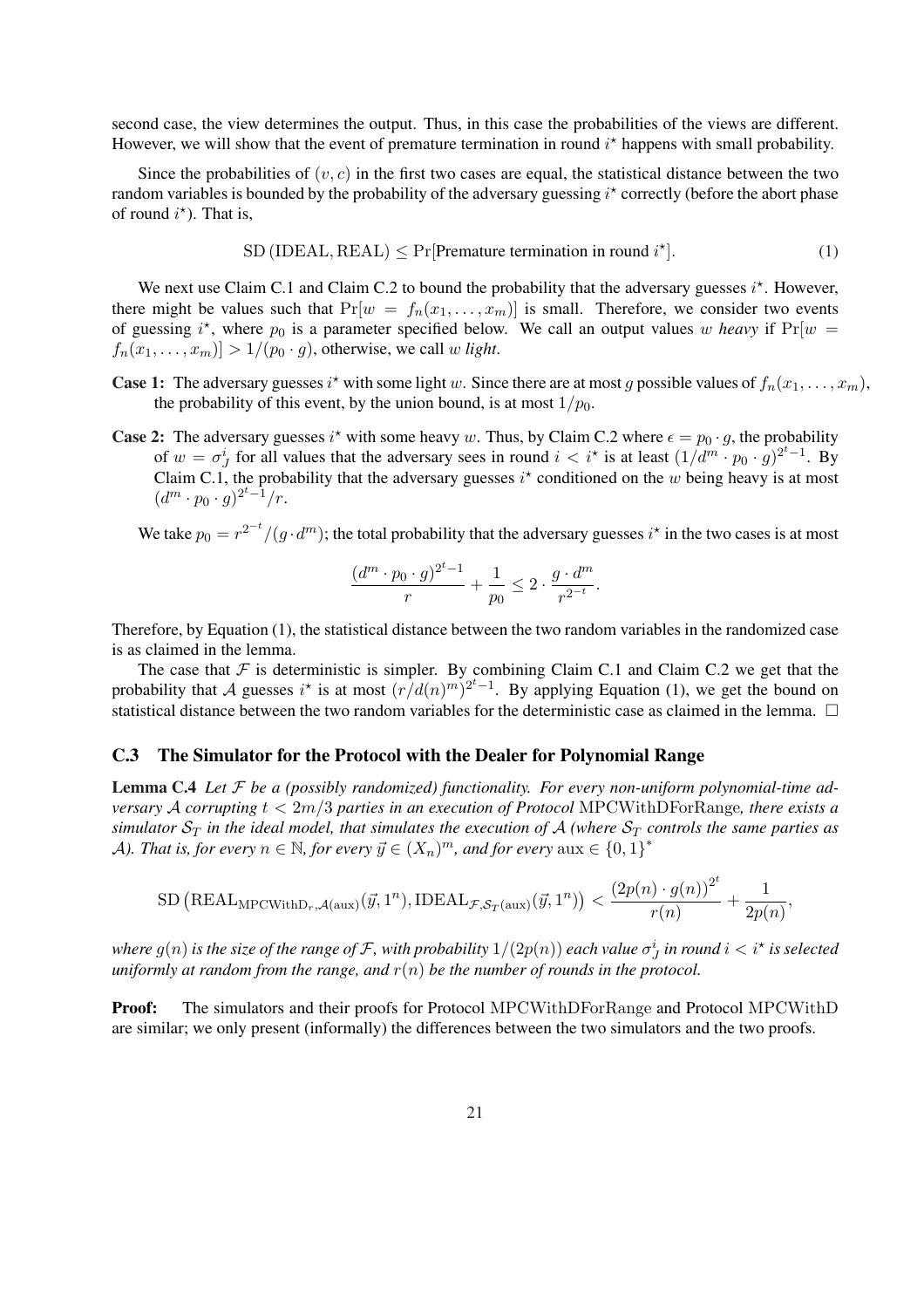second case, the view determines the output. Thus, in this case the probabilities of the views are different. However, we will show that the event of premature termination in round $i^\star$ happens with small probability.

Since the probabilities of $(v, c)$ in the first two cases are equal, the statistical distance between the two random variables is bounded by the probability of the adversary guessing $i^\star$ correctly (before the abort phase of round $i^\star$). That is,

$$\mathrm{SD}\left(\mathrm{IDEAL}, \mathrm{REAL}\right) \leq \Pr[\text{Premature termination in round } i^\star]. \tag{1}$$

We next use Claim C.1 and Claim C.2 to bound the probability that the adversary guesses $i^\star$. However, there might be values such that $\Pr[w = f_n(x_1, \ldots, x_m)]$ is small. Therefore, we consider two events of guessing $i^\star$, where $p_0$ is a parameter specified below. We call an output values $w$ *heavy* if $\Pr[w = f_n(x_1, \ldots, x_m)] > 1/(p_0 \cdot g)$, otherwise, we call $w$ *light*.

**Case 1:** The adversary guesses $i^\star$ with some light $w$. Since there are at most $g$ possible values of $f_n(x_1, \ldots, x_m)$, the probability of this event, by the union bound, is at most $1/p_0$.

**Case 2:** The adversary guesses $i^\star$ with some heavy $w$. Thus, by Claim C.2 where $\epsilon = p_0 \cdot g$, the probability of $w = \sigma_J^i$ for all values that the adversary sees in round $i < i^\star$ is at least $(1/d^m \cdot p_0 \cdot g)^{2^t - 1}$. By Claim C.1, the probability that the adversary guesses $i^\star$ conditioned on the $w$ being heavy is at most $(d^m \cdot p_0 \cdot g)^{2^t - 1}/r$.

We take $p_0 = r^{2^{-t}}/(g \cdot d^m)$; the total probability that the adversary guesses $i^\star$ in the two cases is at most

$$\frac{(d^m \cdot p_0 \cdot g)^{2^t - 1}}{r} + \frac{1}{p_0} \leq 2 \cdot \frac{g \cdot d^m}{r^{2^{-t}}}.$$

Therefore, by Equation (1), the statistical distance between the two random variables in the randomized case is as claimed in the lemma.

The case that $\mathcal{F}$ is deterministic is simpler. By combining Claim C.1 and Claim C.2 we get that the probability that $\mathcal{A}$ guesses $i^\star$ is at most $(r/d(n)^m)^{2^t - 1}$. By applying Equation (1), we get the bound on statistical distance between the two random variables for the deterministic case as claimed in the lemma. $\square$

### C.3 The Simulator for the Protocol with the Dealer for Polynomial Range

**Lemma C.4** *Let $\mathcal{F}$ be a (possibly randomized) functionality. For every non-uniform polynomial-time adversary $\mathcal{A}$ corrupting $t < 2m/3$ parties in an execution of Protocol $\mathrm{MPCWithDForRange}$, there exists a simulator $\mathcal{S}_T$ in the ideal model, that simulates the execution of $\mathcal{A}$ (where $\mathcal{S}_T$ controls the same parties as $\mathcal{A}$). That is, for every $n \in \mathbb{N}$, for every $\vec{y} \in (X_n)^m$, and for every $\mathrm{aux} \in \{0,1\}^*$*

$$\mathrm{SD}\left(\mathrm{REAL}_{\mathrm{MPCWithD}_r, \mathcal{A}(\mathrm{aux})}(\vec{y}, 1^n), \mathrm{IDEAL}_{\mathcal{F}, \mathcal{S}_T(\mathrm{aux})}(\vec{y}, 1^n)\right) < \frac{(2p(n) \cdot g(n))^{2^t}}{r(n)} + \frac{1}{2p(n)},$$

*where $g(n)$ is the size of the range of $\mathcal{F}$, with probability $1/(2p(n))$ each value $\sigma_J^i$ in round $i < i^\star$ is selected uniformly at random from the range, and $r(n)$ be the number of rounds in the protocol.*

**Proof:** The simulators and their proofs for Protocol $\mathrm{MPCWithDForRange}$ and Protocol $\mathrm{MPCWithD}$ are similar; we only present (informally) the differences between the two simulators and the two proofs.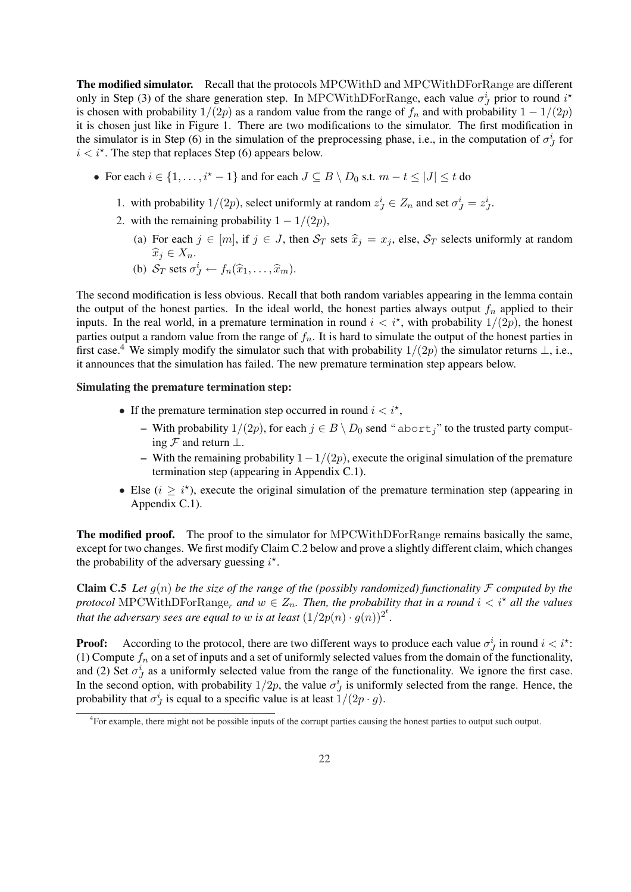**The modified simulator.** Recall that the protocols MPCWithD and MPCWithDForRange are different only in Step (3) of the share generation step. In MPCWithDForRange, each value $\sigma_J^i$ prior to round $i^\star$ is chosen with probability $1/(2p)$ as a random value from the range of $f_n$ and with probability $1 - 1/(2p)$ it is chosen just like in Figure 1. There are two modifications to the simulator. The first modification in the simulator is in Step (6) in the simulation of the preprocessing phase, i.e., in the computation of $\sigma_J^i$ for $i < i^\star$. The step that replaces Step (6) appears below.

- For each $i \in \{1, \ldots, i^\star - 1\}$ and for each $J \subseteq B \setminus D_0$ s.t. $m - t \leq |J| \leq t$ do
  1. with probability $1/(2p)$, select uniformly at random $z_J^i \in Z_n$ and set $\sigma_J^i = z_J^i$.
  2. with the remaining probability $1 - 1/(2p)$,
     (a) For each $j \in [m]$, if $j \in J$, then $\mathcal{S}_T$ sets $\widehat{x}_j = x_j$, else, $\mathcal{S}_T$ selects uniformly at random $\widehat{x}_j \in X_n$.
     (b) $\mathcal{S}_T$ sets $\sigma_J^i \leftarrow f_n(\widehat{x}_1, \ldots, \widehat{x}_m)$.

The second modification is less obvious. Recall that both random variables appearing in the lemma contain the output of the honest parties. In the ideal world, the honest parties always output $f_n$ applied to their inputs. In the real world, in a premature termination in round $i < i^\star$, with probability $1/(2p)$, the honest parties output a random value from the range of $f_n$. It is hard to simulate the output of the honest parties in first case.[4] We simply modify the simulator such that with probability $1/(2p)$ the simulator returns $\perp$, i.e., it announces that the simulation has failed. The new premature termination step appears below.

**Simulating the premature termination step:**

- If the premature termination step occurred in round $i < i^\star$,
  - With probability $1/(2p)$, for each $j \in B \setminus D_0$ send "$\texttt{abort}_j$" to the trusted party computing $\mathcal{F}$ and return $\perp$.
  - With the remaining probability $1 - 1/(2p)$, execute the original simulation of the premature termination step (appearing in Appendix C.1).
- Else ($i \geq i^\star$), execute the original simulation of the premature termination step (appearing in Appendix C.1).

**The modified proof.** The proof to the simulator for MPCWithDForRange remains basically the same, except for two changes. We first modify Claim C.2 below and prove a slightly different claim, which changes the probability of the adversary guessing $i^\star$.

**Claim C.5** *Let $g(n)$ be the size of the range of the (possibly randomized) functionality $\mathcal{F}$ computed by the protocol $\text{MPCWithDForRange}_r$ and $w \in Z_n$. Then, the probability that in a round $i < i^\star$ all the values that the adversary sees are equal to $w$ is at least $(1/2p(n) \cdot g(n))^{2^t}$.*

**Proof:** According to the protocol, there are two different ways to produce each value $\sigma_J^i$ in round $i < i^\star$: (1) Compute $f_n$ on a set of inputs and a set of uniformly selected values from the domain of the functionality, and (2) Set $\sigma_J^i$ as a uniformly selected value from the range of the functionality. We ignore the first case. In the second option, with probability $1/2p$, the value $\sigma_J^i$ is uniformly selected from the range. Hence, the probability that $\sigma_J^i$ is equal to a specific value is at least $1/(2p \cdot g)$.

[4] For example, there might not be possible inputs of the corrupt parties causing the honest parties to output such output.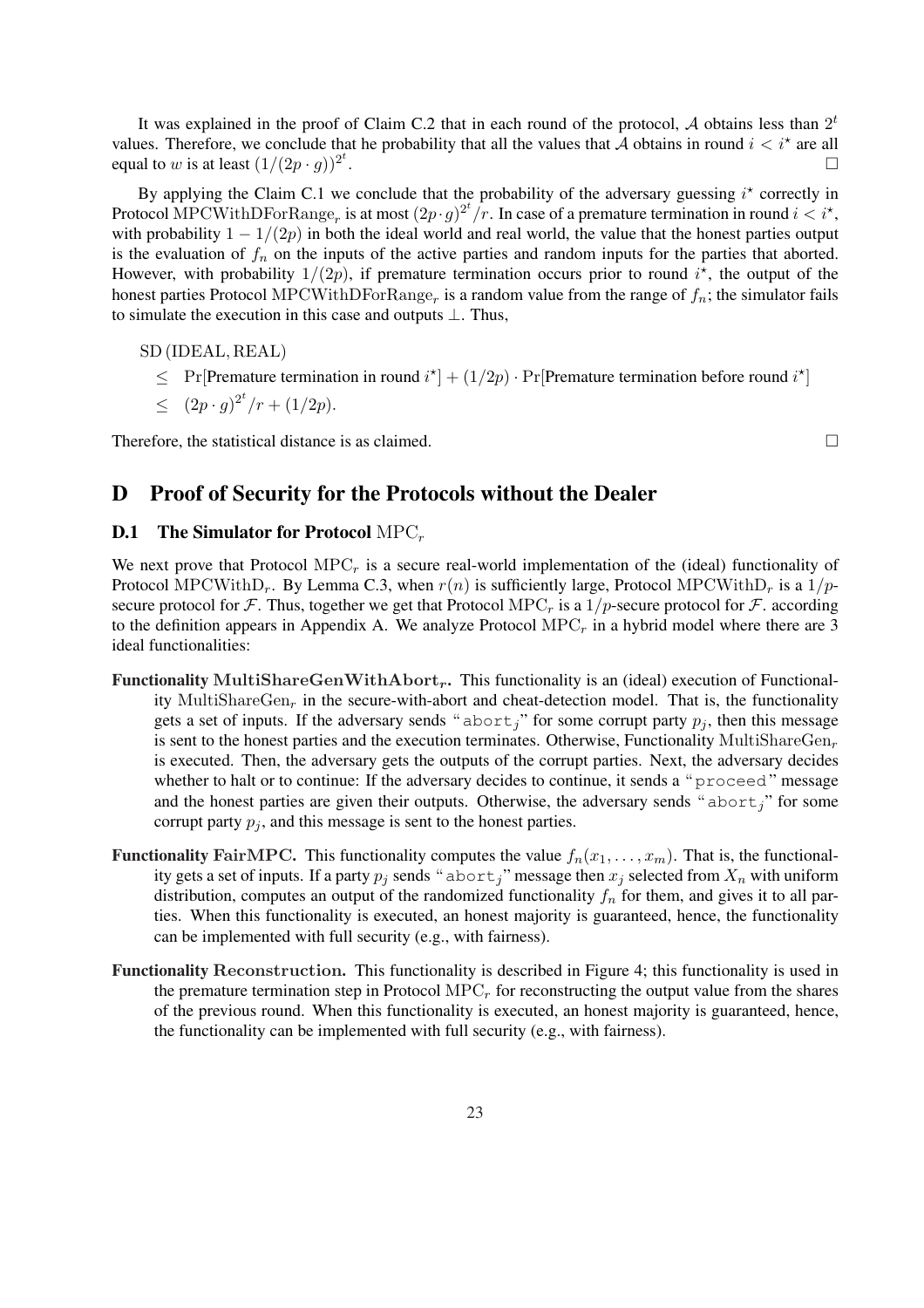It was explained in the proof of Claim C.2 that in each round of the protocol, $\mathcal{A}$ obtains less than $2^t$ values. Therefore, we conclude that he probability that all the values that $\mathcal{A}$ obtains in round $i < i^\star$ are all equal to $w$ is at least $(1/(2p \cdot g))^{2^t}$. □

By applying the Claim C.1 we conclude that the probability of the adversary guessing $i^\star$ correctly in Protocol $\mathrm{MPCWithDForRange}_r$ is at most $(2p \cdot g)^{2^t}/r$. In case of a premature termination in round $i < i^\star$, with probability $1 - 1/(2p)$ in both the ideal world and real world, the value that the honest parties output is the evaluation of $f_n$ on the inputs of the active parties and random inputs for the parties that aborted. However, with probability $1/(2p)$, if premature termination occurs prior to round $i^\star$, the output of the honest parties Protocol $\mathrm{MPCWithDForRange}_r$ is a random value from the range of $f_n$; the simulator fails to simulate the execution in this case and outputs $\perp$. Thus,

$$
\begin{aligned}
&\mathrm{SD}\,(\mathrm{IDEAL}, \mathrm{REAL}) \\
&\quad \leq \Pr[\text{Premature termination in round } i^\star] + (1/2p) \cdot \Pr[\text{Premature termination before round } i^\star] \\
&\quad \leq (2p \cdot g)^{2^t}/r + (1/2p).
\end{aligned}
$$

Therefore, the statistical distance is as claimed. □

# D Proof of Security for the Protocols without the Dealer

## D.1 The Simulator for Protocol $\mathrm{MPC}_r$

We next prove that Protocol $\mathrm{MPC}_r$ is a secure real-world implementation of the (ideal) functionality of Protocol $\mathrm{MPCWithD}_r$. By Lemma C.3, when $r(n)$ is sufficiently large, Protocol $\mathrm{MPCWithD}_r$ is a $1/p$-secure protocol for $\mathcal{F}$. Thus, together we get that Protocol $\mathrm{MPC}_r$ is a $1/p$-secure protocol for $\mathcal{F}$. according to the definition appears in Appendix A. We analyze Protocol $\mathrm{MPC}_r$ in a hybrid model where there are 3 ideal functionalities:

**Functionality $\mathbf{MultiShareGenWithAbort}_r$.** This functionality is an (ideal) execution of Functionality $\mathrm{MultiShareGen}_r$ in the secure-with-abort and cheat-detection model. That is, the functionality gets a set of inputs. If the adversary sends "$\texttt{abort}_j$" for some corrupt party $p_j$, then this message is sent to the honest parties and the execution terminates. Otherwise, Functionality $\mathrm{MultiShareGen}_r$ is executed. Then, the adversary gets the outputs of the corrupt parties. Next, the adversary decides whether to halt or to continue: If the adversary decides to continue, it sends a "`proceed`" message and the honest parties are given their outputs. Otherwise, the adversary sends "$\texttt{abort}_j$" for some corrupt party $p_j$, and this message is sent to the honest parties.

**Functionality $\mathbf{FairMPC}$.** This functionality computes the value $f_n(x_1, \ldots, x_m)$. That is, the functionality gets a set of inputs. If a party $p_j$ sends "$\texttt{abort}_j$" message then $x_j$ selected from $X_n$ with uniform distribution, computes an output of the randomized functionality $f_n$ for them, and gives it to all parties. When this functionality is executed, an honest majority is guaranteed, hence, the functionality can be implemented with full security (e.g., with fairness).

**Functionality $\mathrm{Reconstruction}$.** This functionality is described in Figure 4; this functionality is used in the premature termination step in Protocol $\mathrm{MPC}_r$ for reconstructing the output value from the shares of the previous round. When this functionality is executed, an honest majority is guaranteed, hence, the functionality can be implemented with full security (e.g., with fairness).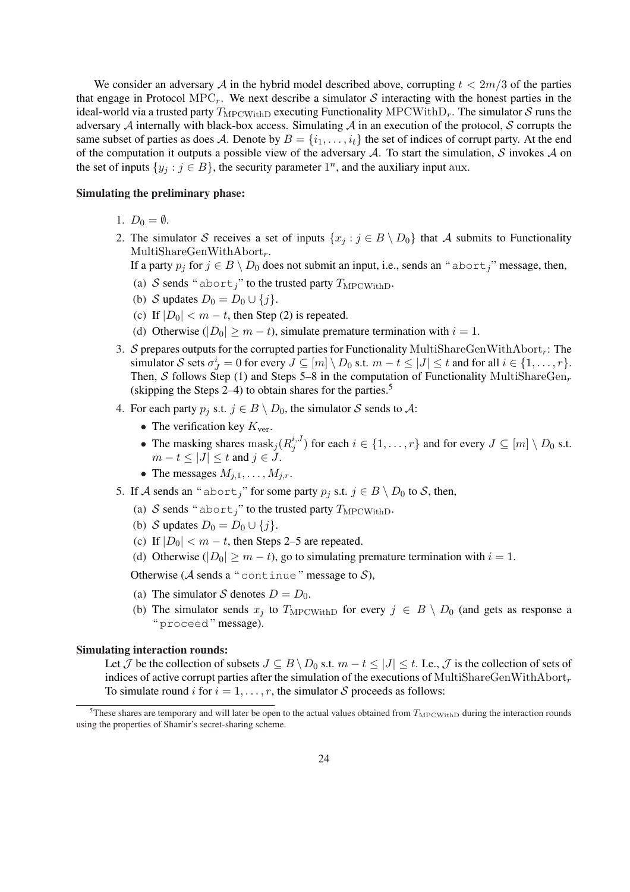We consider an adversary $\mathcal{A}$ in the hybrid model described above, corrupting $t < 2m/3$ of the parties that engage in Protocol $\mathrm{MPC}_r$. We next describe a simulator $\mathcal{S}$ interacting with the honest parties in the ideal-world via a trusted party $T_{\mathrm{MPCWithD}}$ executing Functionality $\mathrm{MPCWithD}_r$. The simulator $\mathcal{S}$ runs the adversary $\mathcal{A}$ internally with black-box access. Simulating $\mathcal{A}$ in an execution of the protocol, $\mathcal{S}$ corrupts the same subset of parties as does $\mathcal{A}$. Denote by $B = \{i_1, \ldots, i_t\}$ the set of indices of corrupt party. At the end of the computation it outputs a possible view of the adversary $\mathcal{A}$. To start the simulation, $\mathcal{S}$ invokes $\mathcal{A}$ on the set of inputs $\{y_j : j \in B\}$, the security parameter $1^n$, and the auxiliary input aux.

**Simulating the preliminary phase:**

1. $D_0 = \emptyset$.
2. The simulator $\mathcal{S}$ receives a set of inputs $\{x_j : j \in B \setminus D_0\}$ that $\mathcal{A}$ submits to Functionality $\mathrm{MultiShareGenWithAbort}_r$.
   If a party $p_j$ for $j \in B \setminus D_0$ does not submit an input, i.e., sends an "$\texttt{abort}_j$" message, then,
   (a) $\mathcal{S}$ sends "$\texttt{abort}_j$" to the trusted party $T_{\mathrm{MPCWithD}}$.
   (b) $\mathcal{S}$ updates $D_0 = D_0 \cup \{j\}$.
   (c) If $|D_0| < m - t$, then Step (2) is repeated.
   (d) Otherwise ($|D_0| \geq m - t$), simulate premature termination with $i = 1$.
3. $\mathcal{S}$ prepares outputs for the corrupted parties for Functionality $\mathrm{MultiShareGenWithAbort}_r$: The simulator $\mathcal{S}$ sets $\sigma_J^i = 0$ for every $J \subseteq [m] \setminus D_0$ s.t. $m - t \leq |J| \leq t$ and for all $i \in \{1, \ldots, r\}$. Then, $\mathcal{S}$ follows Step (1) and Steps 5–8 in the computation of Functionality $\mathrm{MultiShareGen}_r$ (skipping the Steps 2–4) to obtain shares for the parties.[5]
4. For each party $p_j$ s.t. $j \in B \setminus D_0$, the simulator $\mathcal{S}$ sends to $\mathcal{A}$:
   - The verification key $K_{\mathrm{ver}}$.
   - The masking shares $\mathrm{mask}_j(R_j^{i,J})$ for each $i \in \{1, \ldots, r\}$ and for every $J \subseteq [m] \setminus D_0$ s.t. $m - t \leq |J| \leq t$ and $j \in J$.
   - The messages $M_{j,1}, \ldots, M_{j,r}$.
5. If $\mathcal{A}$ sends an "$\texttt{abort}_j$" for some party $p_j$ s.t. $j \in B \setminus D_0$ to $\mathcal{S}$, then,
   (a) $\mathcal{S}$ sends "$\texttt{abort}_j$" to the trusted party $T_{\mathrm{MPCWithD}}$.
   (b) $\mathcal{S}$ updates $D_0 = D_0 \cup \{j\}$.
   (c) If $|D_0| < m - t$, then Steps 2–5 are repeated.
   (d) Otherwise ($|D_0| \geq m - t$), go to simulating premature termination with $i = 1$.

   Otherwise ($\mathcal{A}$ sends a "$\texttt{continue}$" message to $\mathcal{S}$),
   (a) The simulator $\mathcal{S}$ denotes $D = D_0$.
   (b) The simulator sends $x_j$ to $T_{\mathrm{MPCWithD}}$ for every $j \in B \setminus D_0$ (and gets as response a "$\texttt{proceed}$" message).

**Simulating interaction rounds:**

Let $\mathcal{J}$ be the collection of subsets $J \subseteq B \setminus D_0$ s.t. $m - t \leq |J| \leq t$. I.e., $\mathcal{J}$ is the collection of sets of indices of active corrupt parties after the simulation of the executions of $\mathrm{MultiShareGenWithAbort}_r$ To simulate round $i$ for $i = 1, \ldots, r$, the simulator $\mathcal{S}$ proceeds as follows:

[5] These shares are temporary and will later be open to the actual values obtained from $T_{\mathrm{MPCWithD}}$ during the interaction rounds using the properties of Shamir's secret-sharing scheme.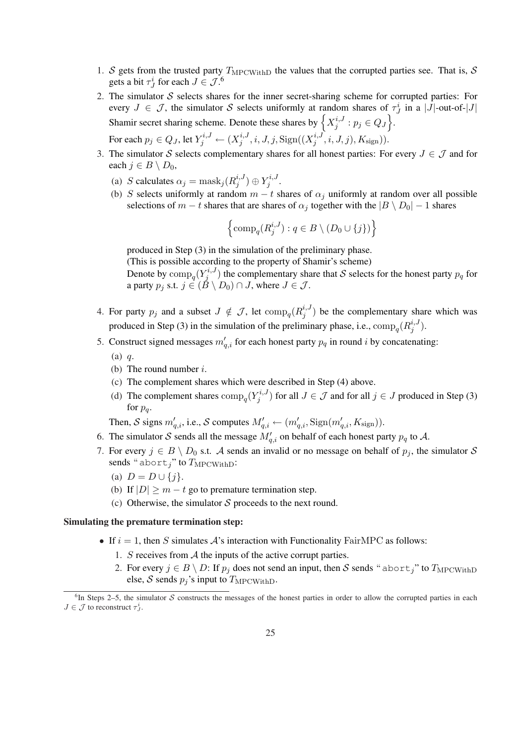1. $\mathcal{S}$ gets from the trusted party $T_{\text{MPCWithD}}$ the values that the corrupted parties see. That is, $\mathcal{S}$ gets a bit $\tau^i_J$ for each $J \in \mathcal{J}$.[6]
2. The simulator $\mathcal{S}$ selects shares for the inner secret-sharing scheme for corrupted parties: For every $J \in \mathcal{J}$, the simulator $\mathcal{S}$ selects uniformly at random shares of $\tau^i_J$ in a $|J|$-out-of-$|J|$ Shamir secret sharing scheme. Denote these shares by $\left\{ X^{i,J}_j : p_j \in Q_J \right\}$.

   For each $p_j \in Q_J$, let $Y^{i,J}_j \leftarrow (X^{i,J}_j, i, J, j, \text{Sign}((X^{i,J}_j, i, J, j), K_{\text{sign}}))$.
3. The simulator $\mathcal{S}$ selects complementary shares for all honest parties: For every $J \in \mathcal{J}$ and for each $j \in B \setminus D_0$,
   (a) $S$ calculates $\alpha_j = \text{mask}_j(R^{i,J}_j) \oplus Y^{i,J}_j$.
   (b) $S$ selects uniformly at random $m - t$ shares of $\alpha_j$ uniformly at random over all possible selections of $m - t$ shares that are shares of $\alpha_j$ together with the $|B \setminus D_0| - 1$ shares

   $$\left\{ \text{comp}_q(R^{i,J}_j) : q \in B \setminus (D_0 \cup \{j\}) \right\}$$

   produced in Step (3) in the simulation of the preliminary phase.
   (This is possible according to the property of Shamir's scheme)
   Denote by $\text{comp}_q(Y^{i,J}_j)$ the complementary share that $\mathcal{S}$ selects for the honest party $p_q$ for a party $p_j$ s.t. $j \in (B \setminus D_0) \cap J$, where $J \in \mathcal{J}$.
4. For party $p_j$ and a subset $J \notin \mathcal{J}$, let $\text{comp}_q(R^{i,J}_j)$ be the complementary share which was produced in Step (3) in the simulation of the preliminary phase, i.e., $\text{comp}_q(R^{i,J}_j)$.
5. Construct signed messages $m'_{q,i}$ for each honest party $p_q$ in round $i$ by concatenating:
   (a) $q$.
   (b) The round number $i$.
   (c) The complement shares which were described in Step (4) above.
   (d) The complement shares $\text{comp}_q(Y^{i,J}_j)$ for all $J \in \mathcal{J}$ and for all $j \in J$ produced in Step (3) for $p_q$.

   Then, $\mathcal{S}$ signs $m'_{q,i}$, i.e., $\mathcal{S}$ computes $M'_{q,i} \leftarrow (m'_{q,i}, \text{Sign}(m'_{q,i}, K_{\text{sign}}))$.
6. The simulator $\mathcal{S}$ sends all the message $M'_{q,i}$ on behalf of each honest party $p_q$ to $\mathcal{A}$.
7. For every $j \in B \setminus D_0$ s.t. $\mathcal{A}$ sends an invalid or no message on behalf of $p_j$, the simulator $\mathcal{S}$ sends "$\texttt{abort}_j$" to $T_{\text{MPCWithD}}$:
   (a) $D = D \cup \{j\}$.
   (b) If $|D| \geq m - t$ go to premature termination step.
   (c) Otherwise, the simulator $\mathcal{S}$ proceeds to the next round.

**Simulating the premature termination step:**

- If $i = 1$, then $S$ simulates $\mathcal{A}$'s interaction with Functionality FairMPC as follows:
  1. $S$ receives from $\mathcal{A}$ the inputs of the active corrupt parties.
  2. For every $j \in B \setminus D$: If $p_j$ does not send an input, then $\mathcal{S}$ sends "$\texttt{abort}_j$" to $T_{\text{MPCWithD}}$ else, $\mathcal{S}$ sends $p_j$'s input to $T_{\text{MPCWithD}}$.

[6] In Steps 2–5, the simulator $\mathcal{S}$ constructs the messages of the honest parties in order to allow the corrupted parties in each $J \in \mathcal{J}$ to reconstruct $\tau^i_J$.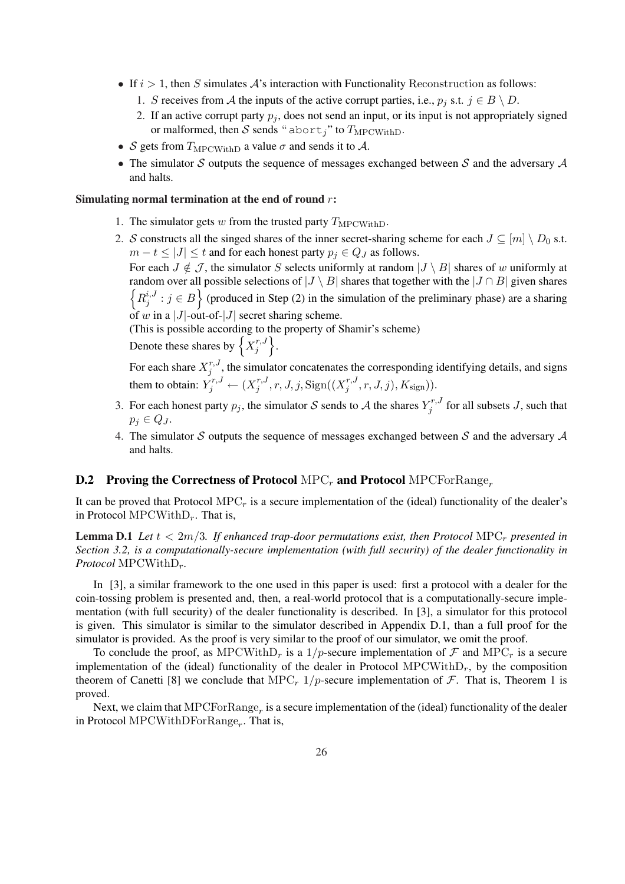- If $i > 1$, then $S$ simulates $\mathcal{A}$'s interaction with Functionality $\text{Reconstruction}$ as follows:
  1. $S$ receives from $\mathcal{A}$ the inputs of the active corrupt parties, i.e., $p_j$ s.t. $j \in B \setminus D$.
  2. If an active corrupt party $p_j$, does not send an input, or its input is not appropriately signed or malformed, then $\mathcal{S}$ sends "$\texttt{abort}_j$" to $T_{\text{MPCWithD}}$.
- $\mathcal{S}$ gets from $T_{\text{MPCWithD}}$ a value $\sigma$ and sends it to $\mathcal{A}$.
- The simulator $\mathcal{S}$ outputs the sequence of messages exchanged between $\mathcal{S}$ and the adversary $\mathcal{A}$ and halts.

**Simulating normal termination at the end of round $r$:**

1. The simulator gets $w$ from the trusted party $T_{\text{MPCWithD}}$.
2. $\mathcal{S}$ constructs all the singed shares of the inner secret-sharing scheme for each $J \subseteq [m] \setminus D_0$ s.t. $m - t \leq |J| \leq t$ and for each honest party $p_j \in Q_J$ as follows.
   For each $J \notin \mathcal{J}$, the simulator $S$ selects uniformly at random $|J \setminus B|$ shares of $w$ uniformly at random over all possible selections of $|J \setminus B|$ shares that together with the $|J \cap B|$ given shares $\left\{ R_j^{i,J} : j \in B \right\}$ (produced in Step (2) in the simulation of the preliminary phase) are a sharing of $w$ in a $|J|$-out-of-$|J|$ secret sharing scheme.
   (This is possible according to the property of Shamir's scheme)
   Denote these shares by $\left\{ X_j^{r,J} \right\}$.
   For each share $X_j^{r,J}$, the simulator concatenates the corresponding identifying details, and signs them to obtain: $Y_j^{r,J} \leftarrow (X_j^{r,J}, r, J, j, \text{Sign}((X_j^{r,J}, r, J, j), K_{\text{sign}}))$.
3. For each honest party $p_j$, the simulator $\mathcal{S}$ sends to $\mathcal{A}$ the shares $Y_j^{r,J}$ for all subsets $J$, such that $p_j \in Q_J$.
4. The simulator $\mathcal{S}$ outputs the sequence of messages exchanged between $\mathcal{S}$ and the adversary $\mathcal{A}$ and halts.

## D.2 Proving the Correctness of Protocol $\text{MPC}_r$ and Protocol $\text{MPCForRange}_r$

It can be proved that Protocol $\text{MPC}_r$ is a secure implementation of the (ideal) functionality of the dealer's in Protocol $\text{MPCWithD}_r$. That is,

**Lemma D.1** *Let $t < 2m/3$. If enhanced trap-door permutations exist, then Protocol $\text{MPC}_r$ presented in Section 3.2, is a computationally-secure implementation (with full security) of the dealer functionality in Protocol $\text{MPCWithD}_r$.*

In [3], a similar framework to the one used in this paper is used: first a protocol with a dealer for the coin-tossing problem is presented and, then, a real-world protocol that is a computationally-secure implementation (with full security) of the dealer functionality is described. In [3], a simulator for this protocol is given. This simulator is similar to the simulator described in Appendix D.1, than a full proof for the simulator is provided. As the proof is very similar to the proof of our simulator, we omit the proof.

To conclude the proof, as $\text{MPCWithD}_r$ is a $1/p$-secure implementation of $\mathcal{F}$ and $\text{MPC}_r$ is a secure implementation of the (ideal) functionality of the dealer in Protocol $\text{MPCWithD}_r$, by the composition theorem of Canetti [8] we conclude that $\text{MPC}_r$ $1/p$-secure implementation of $\mathcal{F}$. That is, Theorem 1 is proved.

Next, we claim that $\text{MPCForRange}_r$ is a secure implementation of the (ideal) functionality of the dealer in Protocol $\text{MPCWithDForRange}_r$. That is,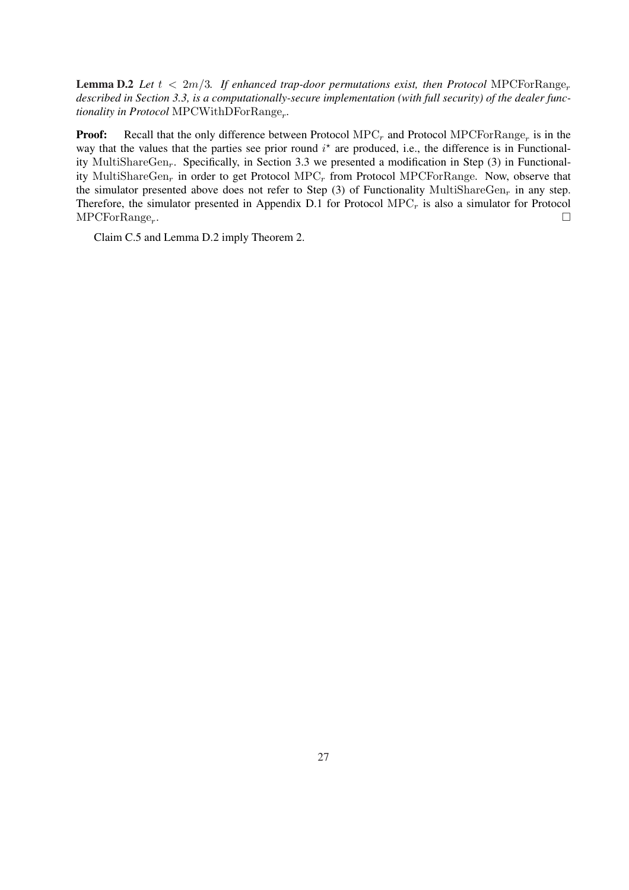**Lemma D.2** *Let $t < 2m/3$. If enhanced trap-door permutations exist, then Protocol $\mathrm{MPCForRange}_r$ described in Section 3.3, is a computationally-secure implementation (with full security) of the dealer functionality in Protocol $\mathrm{MPCWithDForRange}_r$.*

**Proof:** Recall that the only difference between Protocol $\mathrm{MPC}_r$ and Protocol $\mathrm{MPCForRange}_r$ is in the way that the values that the parties see prior round $i^\star$ are produced, i.e., the difference is in Functionality $\mathrm{MultiShareGen}_r$. Specifically, in Section 3.3 we presented a modification in Step (3) in Functionality $\mathrm{MultiShareGen}_r$ in order to get Protocol $\mathrm{MPC}_r$ from Protocol $\mathrm{MPCForRange}$. Now, observe that the simulator presented above does not refer to Step (3) of Functionality $\mathrm{MultiShareGen}_r$ in any step. Therefore, the simulator presented in Appendix D.1 for Protocol $\mathrm{MPC}_r$ is also a simulator for Protocol $\mathrm{MPCForRange}_r$. □

Claim C.5 and Lemma D.2 imply Theorem 2.